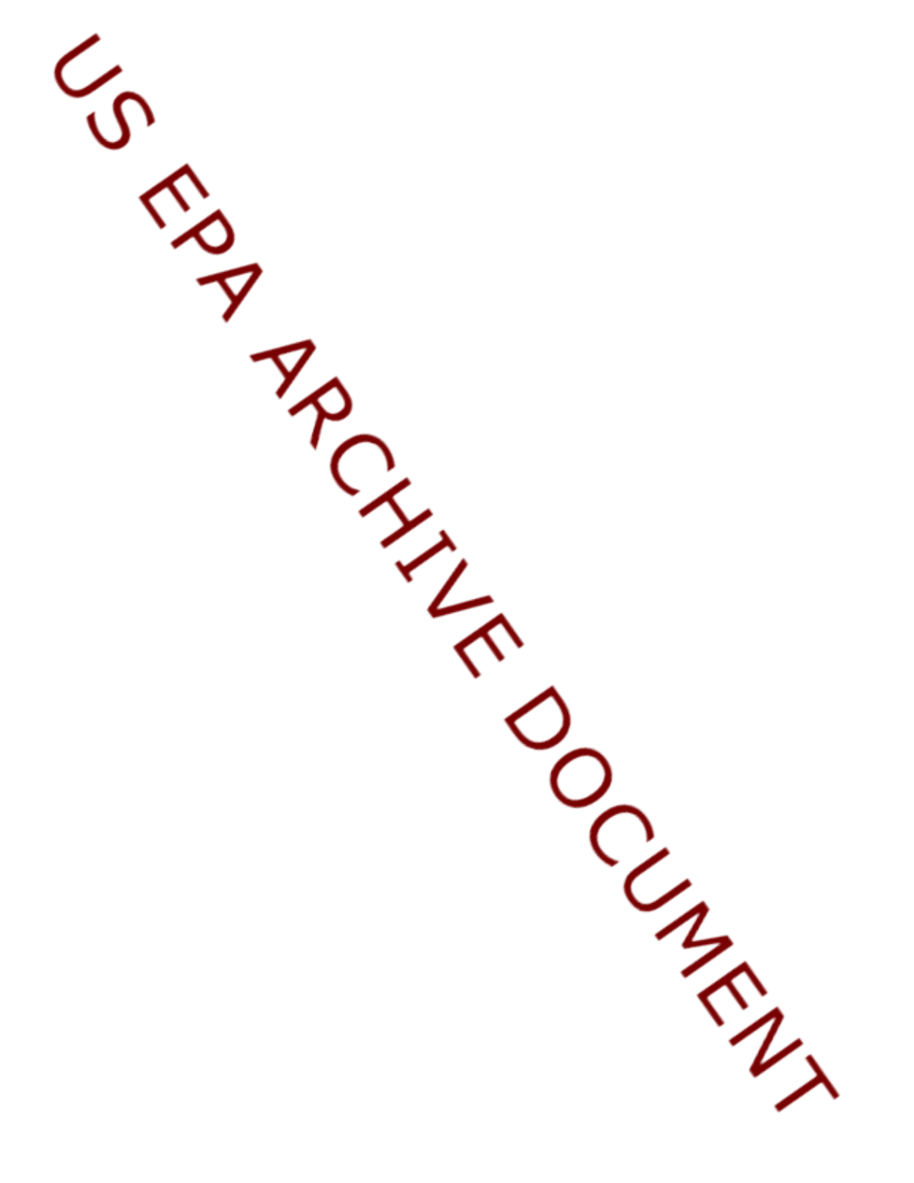US EPA ARCHIVE DOCUMENT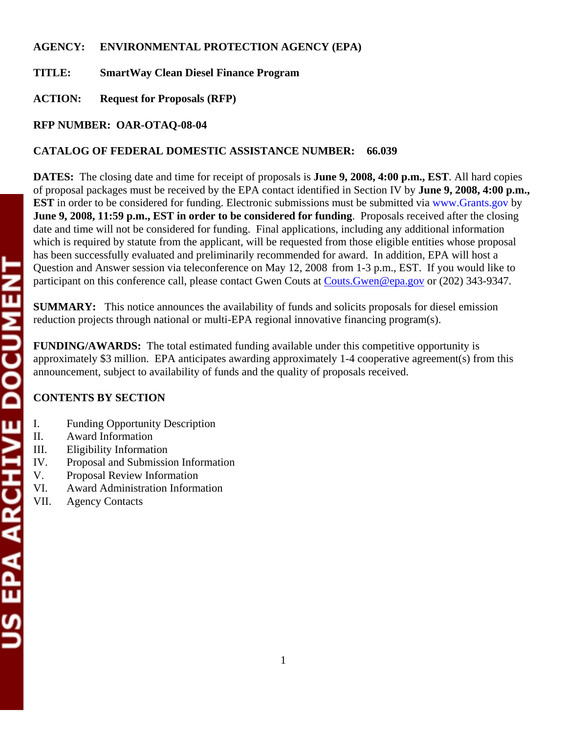**AGENCY:** **ENVIRONMENTAL PROTECTION AGENCY (EPA)**

**TITLE:** **SmartWay Clean Diesel Finance Program**

**ACTION:** **Request for Proposals (RFP)**

**RFP NUMBER: OAR-OTAQ-08-04**

**CATALOG OF FEDERAL DOMESTIC ASSISTANCE NUMBER: 66.039**

**DATES:** The closing date and time for receipt of proposals is **June 9, 2008, 4:00 p.m., EST**. All hard copies of proposal packages must be received by the EPA contact identified in Section IV by **June 9, 2008, 4:00 p.m., EST** in order to be considered for funding. Electronic submissions must be submitted via www.Grants.gov by **June 9, 2008, 11:59 p.m., EST in order to be considered for funding**. Proposals received after the closing date and time will not be considered for funding. Final applications, including any additional information which is required by statute from the applicant, will be requested from those eligible entities whose proposal has been successfully evaluated and preliminarily recommended for award. In addition, EPA will host a Question and Answer session via teleconference on May 12, 2008 from 1-3 p.m., EST. If you would like to participant on this conference call, please contact Gwen Couts at Couts.Gwen@epa.gov or (202) 343-9347.

**SUMMARY:** This notice announces the availability of funds and solicits proposals for diesel emission reduction projects through national or multi-EPA regional innovative financing program(s).

**FUNDING/AWARDS:** The total estimated funding available under this competitive opportunity is approximately $3 million. EPA anticipates awarding approximately 1-4 cooperative agreement(s) from this announcement, subject to availability of funds and the quality of proposals received.

**CONTENTS BY SECTION**

I. Funding Opportunity Description
II. Award Information
III. Eligibility Information
IV. Proposal and Submission Information
V. Proposal Review Information
VI. Award Administration Information
VII. Agency Contacts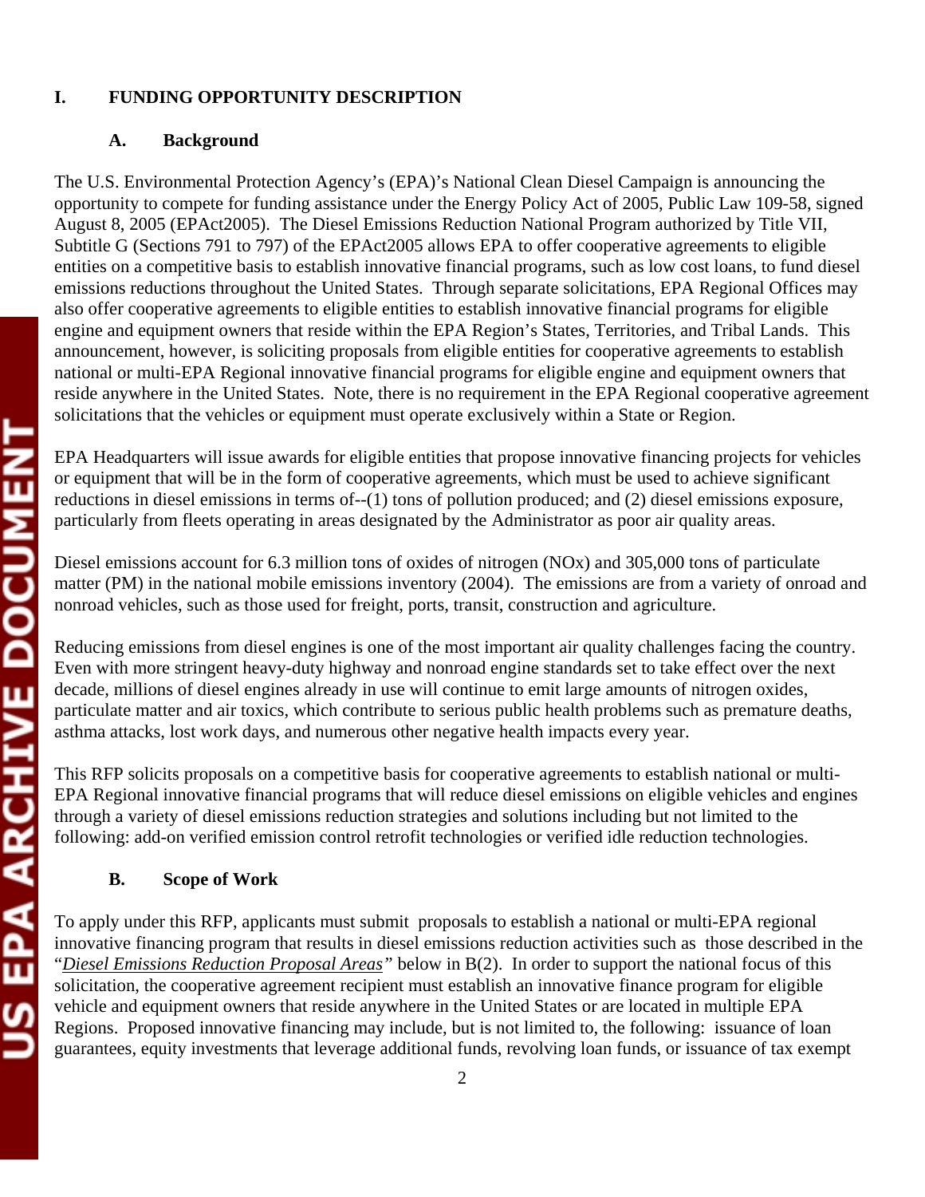## I. FUNDING OPPORTUNITY DESCRIPTION

### A. Background

The U.S. Environmental Protection Agency's (EPA)'s National Clean Diesel Campaign is announcing the opportunity to compete for funding assistance under the Energy Policy Act of 2005, Public Law 109-58, signed August 8, 2005 (EPAct2005). The Diesel Emissions Reduction National Program authorized by Title VII, Subtitle G (Sections 791 to 797) of the EPAct2005 allows EPA to offer cooperative agreements to eligible entities on a competitive basis to establish innovative financial programs, such as low cost loans, to fund diesel emissions reductions throughout the United States. Through separate solicitations, EPA Regional Offices may also offer cooperative agreements to eligible entities to establish innovative financial programs for eligible engine and equipment owners that reside within the EPA Region's States, Territories, and Tribal Lands. This announcement, however, is soliciting proposals from eligible entities for cooperative agreements to establish national or multi-EPA Regional innovative financial programs for eligible engine and equipment owners that reside anywhere in the United States. Note, there is no requirement in the EPA Regional cooperative agreement solicitations that the vehicles or equipment must operate exclusively within a State or Region.

EPA Headquarters will issue awards for eligible entities that propose innovative financing projects for vehicles or equipment that will be in the form of cooperative agreements, which must be used to achieve significant reductions in diesel emissions in terms of--(1) tons of pollution produced; and (2) diesel emissions exposure, particularly from fleets operating in areas designated by the Administrator as poor air quality areas.

Diesel emissions account for 6.3 million tons of oxides of nitrogen (NOx) and 305,000 tons of particulate matter (PM) in the national mobile emissions inventory (2004). The emissions are from a variety of onroad and nonroad vehicles, such as those used for freight, ports, transit, construction and agriculture.

Reducing emissions from diesel engines is one of the most important air quality challenges facing the country. Even with more stringent heavy-duty highway and nonroad engine standards set to take effect over the next decade, millions of diesel engines already in use will continue to emit large amounts of nitrogen oxides, particulate matter and air toxics, which contribute to serious public health problems such as premature deaths, asthma attacks, lost work days, and numerous other negative health impacts every year.

This RFP solicits proposals on a competitive basis for cooperative agreements to establish national or multi-EPA Regional innovative financial programs that will reduce diesel emissions on eligible vehicles and engines through a variety of diesel emissions reduction strategies and solutions including but not limited to the following: add-on verified emission control retrofit technologies or verified idle reduction technologies.

### B. Scope of Work

To apply under this RFP, applicants must submit proposals to establish a national or multi-EPA regional innovative financing program that results in diesel emissions reduction activities such as those described in the "*Diesel Emissions Reduction Proposal Areas*" below in B(2). In order to support the national focus of this solicitation, the cooperative agreement recipient must establish an innovative finance program for eligible vehicle and equipment owners that reside anywhere in the United States or are located in multiple EPA Regions. Proposed innovative financing may include, but is not limited to, the following: issuance of loan guarantees, equity investments that leverage additional funds, revolving loan funds, or issuance of tax exempt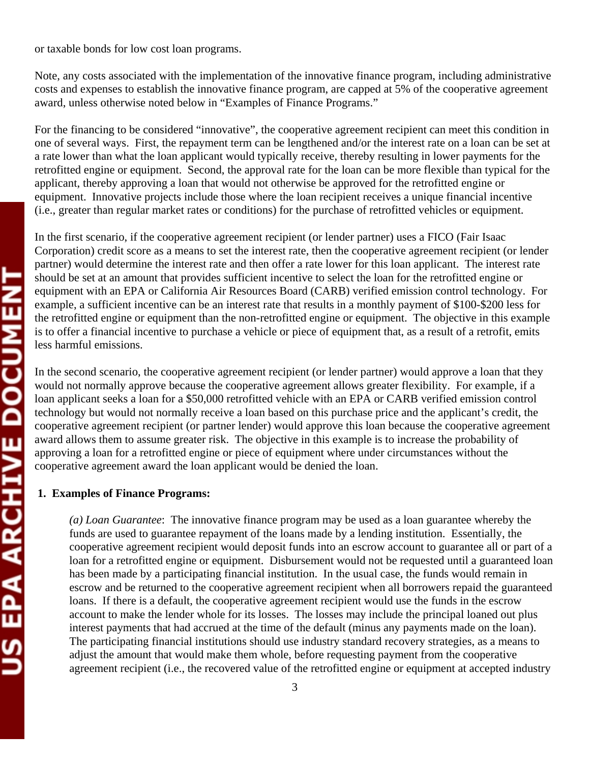or taxable bonds for low cost loan programs.

Note, any costs associated with the implementation of the innovative finance program, including administrative costs and expenses to establish the innovative finance program, are capped at 5% of the cooperative agreement award, unless otherwise noted below in "Examples of Finance Programs."

For the financing to be considered "innovative", the cooperative agreement recipient can meet this condition in one of several ways. First, the repayment term can be lengthened and/or the interest rate on a loan can be set at a rate lower than what the loan applicant would typically receive, thereby resulting in lower payments for the retrofitted engine or equipment. Second, the approval rate for the loan can be more flexible than typical for the applicant, thereby approving a loan that would not otherwise be approved for the retrofitted engine or equipment. Innovative projects include those where the loan recipient receives a unique financial incentive (i.e., greater than regular market rates or conditions) for the purchase of retrofitted vehicles or equipment.

In the first scenario, if the cooperative agreement recipient (or lender partner) uses a FICO (Fair Isaac Corporation) credit score as a means to set the interest rate, then the cooperative agreement recipient (or lender partner) would determine the interest rate and then offer a rate lower for this loan applicant. The interest rate should be set at an amount that provides sufficient incentive to select the loan for the retrofitted engine or equipment with an EPA or California Air Resources Board (CARB) verified emission control technology. For example, a sufficient incentive can be an interest rate that results in a monthly payment of $100-$200 less for the retrofitted engine or equipment than the non-retrofitted engine or equipment. The objective in this example is to offer a financial incentive to purchase a vehicle or piece of equipment that, as a result of a retrofit, emits less harmful emissions.

In the second scenario, the cooperative agreement recipient (or lender partner) would approve a loan that they would not normally approve because the cooperative agreement allows greater flexibility. For example, if a loan applicant seeks a loan for a $50,000 retrofitted vehicle with an EPA or CARB verified emission control technology but would not normally receive a loan based on this purchase price and the applicant's credit, the cooperative agreement recipient (or partner lender) would approve this loan because the cooperative agreement award allows them to assume greater risk. The objective in this example is to increase the probability of approving a loan for a retrofitted engine or piece of equipment where under circumstances without the cooperative agreement award the loan applicant would be denied the loan.

**1. Examples of Finance Programs:**

*(a) Loan Guarantee*: The innovative finance program may be used as a loan guarantee whereby the funds are used to guarantee repayment of the loans made by a lending institution. Essentially, the cooperative agreement recipient would deposit funds into an escrow account to guarantee all or part of a loan for a retrofitted engine or equipment. Disbursement would not be requested until a guaranteed loan has been made by a participating financial institution. In the usual case, the funds would remain in escrow and be returned to the cooperative agreement recipient when all borrowers repaid the guaranteed loans. If there is a default, the cooperative agreement recipient would use the funds in the escrow account to make the lender whole for its losses. The losses may include the principal loaned out plus interest payments that had accrued at the time of the default (minus any payments made on the loan). The participating financial institutions should use industry standard recovery strategies, as a means to adjust the amount that would make them whole, before requesting payment from the cooperative agreement recipient (i.e., the recovered value of the retrofitted engine or equipment at accepted industry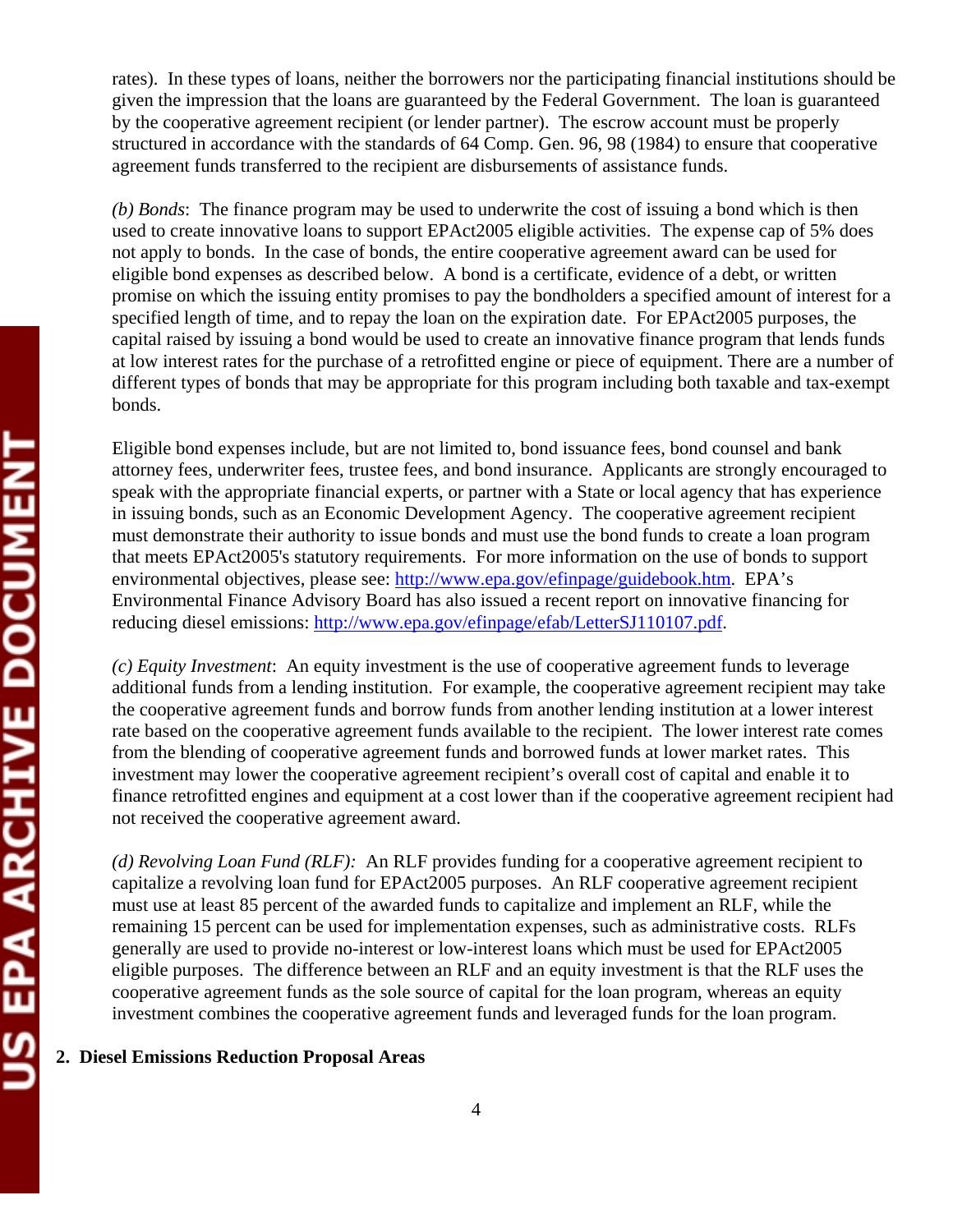rates). In these types of loans, neither the borrowers nor the participating financial institutions should be given the impression that the loans are guaranteed by the Federal Government. The loan is guaranteed by the cooperative agreement recipient (or lender partner). The escrow account must be properly structured in accordance with the standards of 64 Comp. Gen. 96, 98 (1984) to ensure that cooperative agreement funds transferred to the recipient are disbursements of assistance funds.

*(b) Bonds*: The finance program may be used to underwrite the cost of issuing a bond which is then used to create innovative loans to support EPAct2005 eligible activities. The expense cap of 5% does not apply to bonds. In the case of bonds, the entire cooperative agreement award can be used for eligible bond expenses as described below. A bond is a certificate, evidence of a debt, or written promise on which the issuing entity promises to pay the bondholders a specified amount of interest for a specified length of time, and to repay the loan on the expiration date. For EPAct2005 purposes, the capital raised by issuing a bond would be used to create an innovative finance program that lends funds at low interest rates for the purchase of a retrofitted engine or piece of equipment. There are a number of different types of bonds that may be appropriate for this program including both taxable and tax-exempt bonds.

Eligible bond expenses include, but are not limited to, bond issuance fees, bond counsel and bank attorney fees, underwriter fees, trustee fees, and bond insurance. Applicants are strongly encouraged to speak with the appropriate financial experts, or partner with a State or local agency that has experience in issuing bonds, such as an Economic Development Agency. The cooperative agreement recipient must demonstrate their authority to issue bonds and must use the bond funds to create a loan program that meets EPAct2005's statutory requirements. For more information on the use of bonds to support environmental objectives, please see: http://www.epa.gov/efinpage/guidebook.htm. EPA's Environmental Finance Advisory Board has also issued a recent report on innovative financing for reducing diesel emissions: http://www.epa.gov/efinpage/efab/LetterSJ110107.pdf.

*(c) Equity Investment*: An equity investment is the use of cooperative agreement funds to leverage additional funds from a lending institution. For example, the cooperative agreement recipient may take the cooperative agreement funds and borrow funds from another lending institution at a lower interest rate based on the cooperative agreement funds available to the recipient. The lower interest rate comes from the blending of cooperative agreement funds and borrowed funds at lower market rates. This investment may lower the cooperative agreement recipient's overall cost of capital and enable it to finance retrofitted engines and equipment at a cost lower than if the cooperative agreement recipient had not received the cooperative agreement award.

*(d) Revolving Loan Fund (RLF):* An RLF provides funding for a cooperative agreement recipient to capitalize a revolving loan fund for EPAct2005 purposes. An RLF cooperative agreement recipient must use at least 85 percent of the awarded funds to capitalize and implement an RLF, while the remaining 15 percent can be used for implementation expenses, such as administrative costs. RLFs generally are used to provide no-interest or low-interest loans which must be used for EPAct2005 eligible purposes. The difference between an RLF and an equity investment is that the RLF uses the cooperative agreement funds as the sole source of capital for the loan program, whereas an equity investment combines the cooperative agreement funds and leveraged funds for the loan program.

**2. Diesel Emissions Reduction Proposal Areas**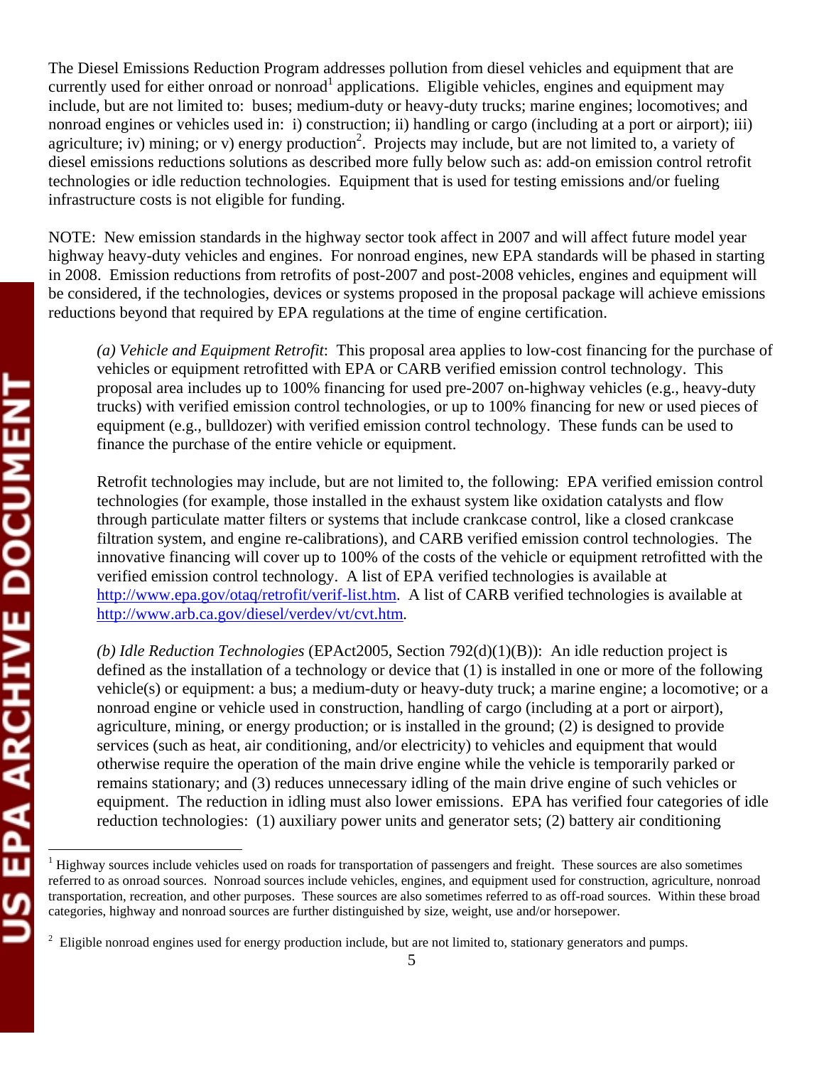The Diesel Emissions Reduction Program addresses pollution from diesel vehicles and equipment that are currently used for either onroad or nonroad[1] applications. Eligible vehicles, engines and equipment may include, but are not limited to: buses; medium-duty or heavy-duty trucks; marine engines; locomotives; and nonroad engines or vehicles used in: i) construction; ii) handling or cargo (including at a port or airport); iii) agriculture; iv) mining; or v) energy production[2]. Projects may include, but are not limited to, a variety of diesel emissions reductions solutions as described more fully below such as: add-on emission control retrofit technologies or idle reduction technologies. Equipment that is used for testing emissions and/or fueling infrastructure costs is not eligible for funding.

NOTE: New emission standards in the highway sector took affect in 2007 and will affect future model year highway heavy-duty vehicles and engines. For nonroad engines, new EPA standards will be phased in starting in 2008. Emission reductions from retrofits of post-2007 and post-2008 vehicles, engines and equipment will be considered, if the technologies, devices or systems proposed in the proposal package will achieve emissions reductions beyond that required by EPA regulations at the time of engine certification.

*(a) Vehicle and Equipment Retrofit*: This proposal area applies to low-cost financing for the purchase of vehicles or equipment retrofitted with EPA or CARB verified emission control technology. This proposal area includes up to 100% financing for used pre-2007 on-highway vehicles (e.g., heavy-duty trucks) with verified emission control technologies, or up to 100% financing for new or used pieces of equipment (e.g., bulldozer) with verified emission control technology. These funds can be used to finance the purchase of the entire vehicle or equipment.

Retrofit technologies may include, but are not limited to, the following: EPA verified emission control technologies (for example, those installed in the exhaust system like oxidation catalysts and flow through particulate matter filters or systems that include crankcase control, like a closed crankcase filtration system, and engine re-calibrations), and CARB verified emission control technologies. The innovative financing will cover up to 100% of the costs of the vehicle or equipment retrofitted with the verified emission control technology. A list of EPA verified technologies is available at http://www.epa.gov/otaq/retrofit/verif-list.htm. A list of CARB verified technologies is available at http://www.arb.ca.gov/diesel/verdev/vt/cvt.htm.

*(b) Idle Reduction Technologies* (EPAct2005, Section 792(d)(1)(B)): An idle reduction project is defined as the installation of a technology or device that (1) is installed in one or more of the following vehicle(s) or equipment: a bus; a medium-duty or heavy-duty truck; a marine engine; a locomotive; or a nonroad engine or vehicle used in construction, handling of cargo (including at a port or airport), agriculture, mining, or energy production; or is installed in the ground; (2) is designed to provide services (such as heat, air conditioning, and/or electricity) to vehicles and equipment that would otherwise require the operation of the main drive engine while the vehicle is temporarily parked or remains stationary; and (3) reduces unnecessary idling of the main drive engine of such vehicles or equipment. The reduction in idling must also lower emissions. EPA has verified four categories of idle reduction technologies: (1) auxiliary power units and generator sets; (2) battery air conditioning

---

[1] Highway sources include vehicles used on roads for transportation of passengers and freight. These sources are also sometimes referred to as onroad sources. Nonroad sources include vehicles, engines, and equipment used for construction, agriculture, nonroad transportation, recreation, and other purposes. These sources are also sometimes referred to as off-road sources. Within these broad categories, highway and nonroad sources are further distinguished by size, weight, use and/or horsepower.

[2] Eligible nonroad engines used for energy production include, but are not limited to, stationary generators and pumps.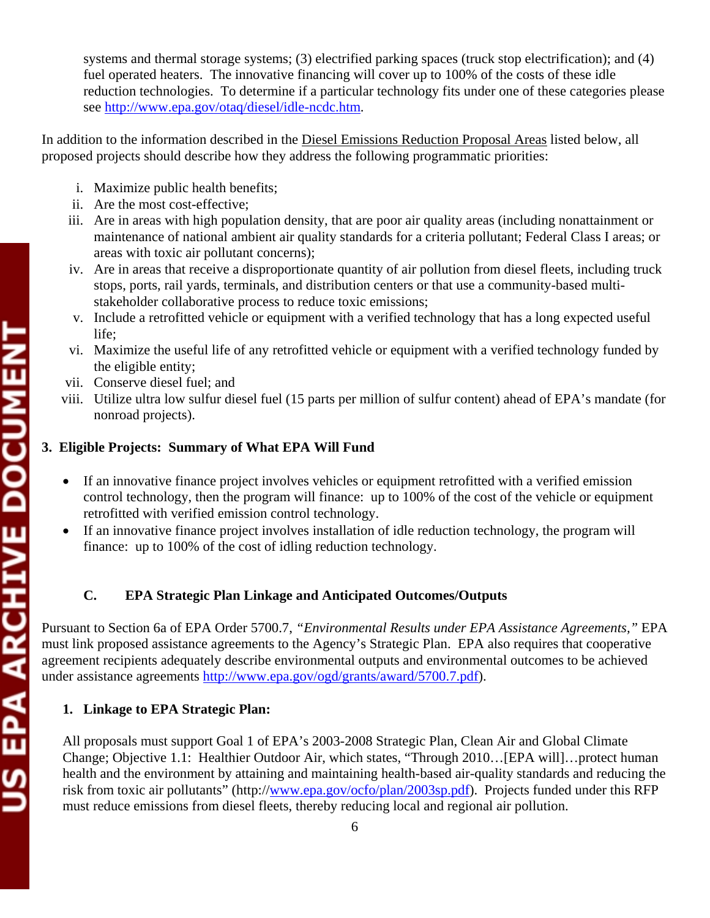systems and thermal storage systems; (3) electrified parking spaces (truck stop electrification); and (4) fuel operated heaters. The innovative financing will cover up to 100% of the costs of these idle reduction technologies. To determine if a particular technology fits under one of these categories please see http://www.epa.gov/otaq/diesel/idle-ncdc.htm.

In addition to the information described in the Diesel Emissions Reduction Proposal Areas listed below, all proposed projects should describe how they address the following programmatic priorities:

i. Maximize public health benefits;
ii. Are the most cost-effective;
iii. Are in areas with high population density, that are poor air quality areas (including nonattainment or maintenance of national ambient air quality standards for a criteria pollutant; Federal Class I areas; or areas with toxic air pollutant concerns);
iv. Are in areas that receive a disproportionate quantity of air pollution from diesel fleets, including truck stops, ports, rail yards, terminals, and distribution centers or that use a community-based multi-stakeholder collaborative process to reduce toxic emissions;
v. Include a retrofitted vehicle or equipment with a verified technology that has a long expected useful life;
vi. Maximize the useful life of any retrofitted vehicle or equipment with a verified technology funded by the eligible entity;
vii. Conserve diesel fuel; and
viii. Utilize ultra low sulfur diesel fuel (15 parts per million of sulfur content) ahead of EPA's mandate (for nonroad projects).

### 3. Eligible Projects: Summary of What EPA Will Fund

- If an innovative finance project involves vehicles or equipment retrofitted with a verified emission control technology, then the program will finance: up to 100% of the cost of the vehicle or equipment retrofitted with verified emission control technology.
- If an innovative finance project involves installation of idle reduction technology, the program will finance: up to 100% of the cost of idling reduction technology.

## C. EPA Strategic Plan Linkage and Anticipated Outcomes/Outputs

Pursuant to Section 6a of EPA Order 5700.7, *"Environmental Results under EPA Assistance Agreements,"* EPA must link proposed assistance agreements to the Agency's Strategic Plan. EPA also requires that cooperative agreement recipients adequately describe environmental outputs and environmental outcomes to be achieved under assistance agreements http://www.epa.gov/ogd/grants/award/5700.7.pdf).

### 1. Linkage to EPA Strategic Plan:

All proposals must support Goal 1 of EPA's 2003-2008 Strategic Plan, Clean Air and Global Climate Change; Objective 1.1: Healthier Outdoor Air, which states, "Through 2010…[EPA will]…protect human health and the environment by attaining and maintaining health-based air-quality standards and reducing the risk from toxic air pollutants" (http://www.epa.gov/ocfo/plan/2003sp.pdf). Projects funded under this RFP must reduce emissions from diesel fleets, thereby reducing local and regional air pollution.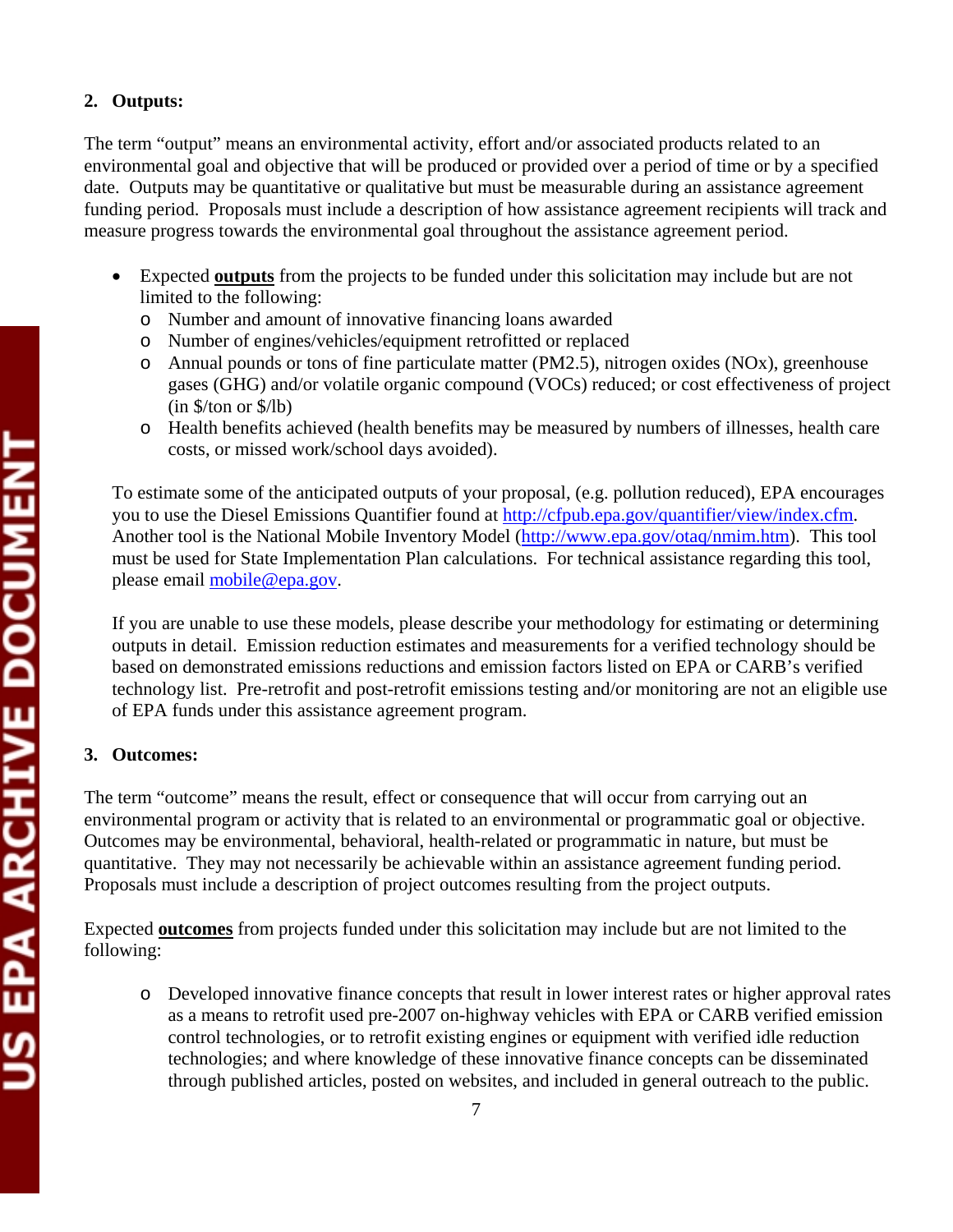**2. Outputs:**

The term "output" means an environmental activity, effort and/or associated products related to an environmental goal and objective that will be produced or provided over a period of time or by a specified date. Outputs may be quantitative or qualitative but must be measurable during an assistance agreement funding period. Proposals must include a description of how assistance agreement recipients will track and measure progress towards the environmental goal throughout the assistance agreement period.

- Expected **outputs** from the projects to be funded under this solicitation may include but are not limited to the following:
  - Number and amount of innovative financing loans awarded
  - Number of engines/vehicles/equipment retrofitted or replaced
  - Annual pounds or tons of fine particulate matter (PM2.5), nitrogen oxides (NOx), greenhouse gases (GHG) and/or volatile organic compound (VOCs) reduced; or cost effectiveness of project (in $/ton or $/lb)
  - Health benefits achieved (health benefits may be measured by numbers of illnesses, health care costs, or missed work/school days avoided).

To estimate some of the anticipated outputs of your proposal, (e.g. pollution reduced), EPA encourages you to use the Diesel Emissions Quantifier found at http://cfpub.epa.gov/quantifier/view/index.cfm. Another tool is the National Mobile Inventory Model (http://www.epa.gov/otaq/nmim.htm). This tool must be used for State Implementation Plan calculations. For technical assistance regarding this tool, please email mobile@epa.gov.

If you are unable to use these models, please describe your methodology for estimating or determining outputs in detail. Emission reduction estimates and measurements for a verified technology should be based on demonstrated emissions reductions and emission factors listed on EPA or CARB's verified technology list. Pre-retrofit and post-retrofit emissions testing and/or monitoring are not an eligible use of EPA funds under this assistance agreement program.

**3. Outcomes:**

The term "outcome" means the result, effect or consequence that will occur from carrying out an environmental program or activity that is related to an environmental or programmatic goal or objective. Outcomes may be environmental, behavioral, health-related or programmatic in nature, but must be quantitative. They may not necessarily be achievable within an assistance agreement funding period. Proposals must include a description of project outcomes resulting from the project outputs.

Expected **outcomes** from projects funded under this solicitation may include but are not limited to the following:

- Developed innovative finance concepts that result in lower interest rates or higher approval rates as a means to retrofit used pre-2007 on-highway vehicles with EPA or CARB verified emission control technologies, or to retrofit existing engines or equipment with verified idle reduction technologies; and where knowledge of these innovative finance concepts can be disseminated through published articles, posted on websites, and included in general outreach to the public.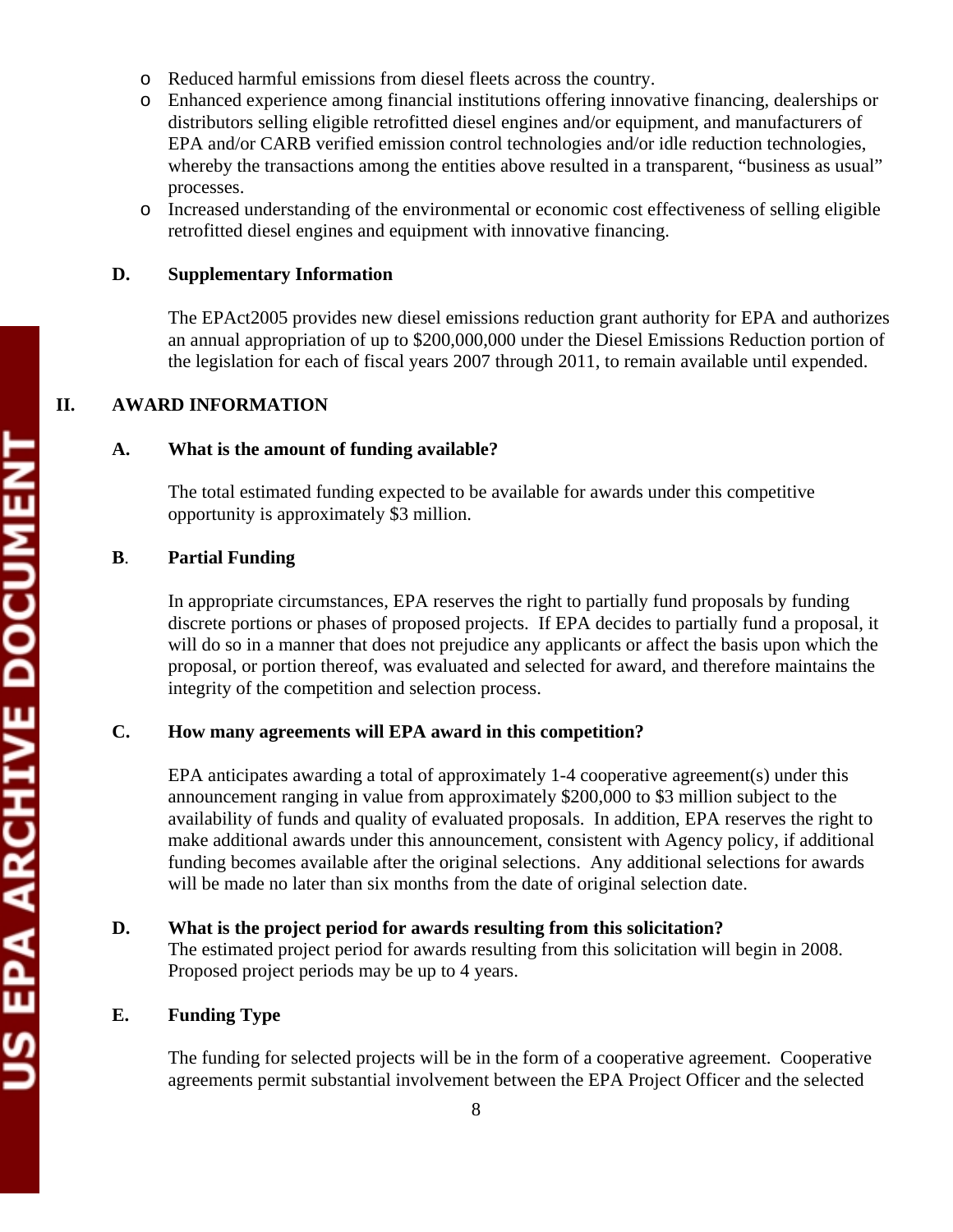- Reduced harmful emissions from diesel fleets across the country.
- Enhanced experience among financial institutions offering innovative financing, dealerships or distributors selling eligible retrofitted diesel engines and/or equipment, and manufacturers of EPA and/or CARB verified emission control technologies and/or idle reduction technologies, whereby the transactions among the entities above resulted in a transparent, "business as usual" processes.
- Increased understanding of the environmental or economic cost effectiveness of selling eligible retrofitted diesel engines and equipment with innovative financing.

### D. Supplementary Information

The EPAct2005 provides new diesel emissions reduction grant authority for EPA and authorizes an annual appropriation of up to $200,000,000 under the Diesel Emissions Reduction portion of the legislation for each of fiscal years 2007 through 2011, to remain available until expended.

## II. AWARD INFORMATION

### A. What is the amount of funding available?

The total estimated funding expected to be available for awards under this competitive opportunity is approximately $3 million.

### B. Partial Funding

In appropriate circumstances, EPA reserves the right to partially fund proposals by funding discrete portions or phases of proposed projects. If EPA decides to partially fund a proposal, it will do so in a manner that does not prejudice any applicants or affect the basis upon which the proposal, or portion thereof, was evaluated and selected for award, and therefore maintains the integrity of the competition and selection process.

### C. How many agreements will EPA award in this competition?

EPA anticipates awarding a total of approximately 1-4 cooperative agreement(s) under this announcement ranging in value from approximately $200,000 to $3 million subject to the availability of funds and quality of evaluated proposals. In addition, EPA reserves the right to make additional awards under this announcement, consistent with Agency policy, if additional funding becomes available after the original selections. Any additional selections for awards will be made no later than six months from the date of original selection date.

### D. What is the project period for awards resulting from this solicitation?

The estimated project period for awards resulting from this solicitation will begin in 2008. Proposed project periods may be up to 4 years.

### E. Funding Type

The funding for selected projects will be in the form of a cooperative agreement. Cooperative agreements permit substantial involvement between the EPA Project Officer and the selected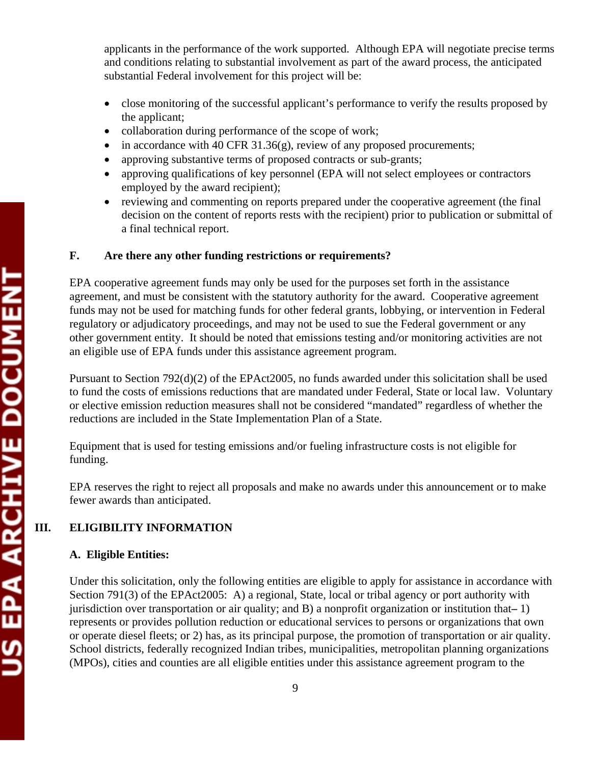applicants in the performance of the work supported. Although EPA will negotiate precise terms and conditions relating to substantial involvement as part of the award process, the anticipated substantial Federal involvement for this project will be:

- close monitoring of the successful applicant's performance to verify the results proposed by the applicant;
- collaboration during performance of the scope of work;
- in accordance with 40 CFR 31.36(g), review of any proposed procurements;
- approving substantive terms of proposed contracts or sub-grants;
- approving qualifications of key personnel (EPA will not select employees or contractors employed by the award recipient);
- reviewing and commenting on reports prepared under the cooperative agreement (the final decision on the content of reports rests with the recipient) prior to publication or submittal of a final technical report.

### F. Are there any other funding restrictions or requirements?

EPA cooperative agreement funds may only be used for the purposes set forth in the assistance agreement, and must be consistent with the statutory authority for the award. Cooperative agreement funds may not be used for matching funds for other federal grants, lobbying, or intervention in Federal regulatory or adjudicatory proceedings, and may not be used to sue the Federal government or any other government entity. It should be noted that emissions testing and/or monitoring activities are not an eligible use of EPA funds under this assistance agreement program.

Pursuant to Section 792(d)(2) of the EPAct2005, no funds awarded under this solicitation shall be used to fund the costs of emissions reductions that are mandated under Federal, State or local law. Voluntary or elective emission reduction measures shall not be considered "mandated" regardless of whether the reductions are included in the State Implementation Plan of a State.

Equipment that is used for testing emissions and/or fueling infrastructure costs is not eligible for funding.

EPA reserves the right to reject all proposals and make no awards under this announcement or to make fewer awards than anticipated.

## III. ELIGIBILITY INFORMATION

### A. Eligible Entities:

Under this solicitation, only the following entities are eligible to apply for assistance in accordance with Section 791(3) of the EPAct2005: A) a regional, State, local or tribal agency or port authority with jurisdiction over transportation or air quality; and B) a nonprofit organization or institution that– 1) represents or provides pollution reduction or educational services to persons or organizations that own or operate diesel fleets; or 2) has, as its principal purpose, the promotion of transportation or air quality. School districts, federally recognized Indian tribes, municipalities, metropolitan planning organizations (MPOs), cities and counties are all eligible entities under this assistance agreement program to the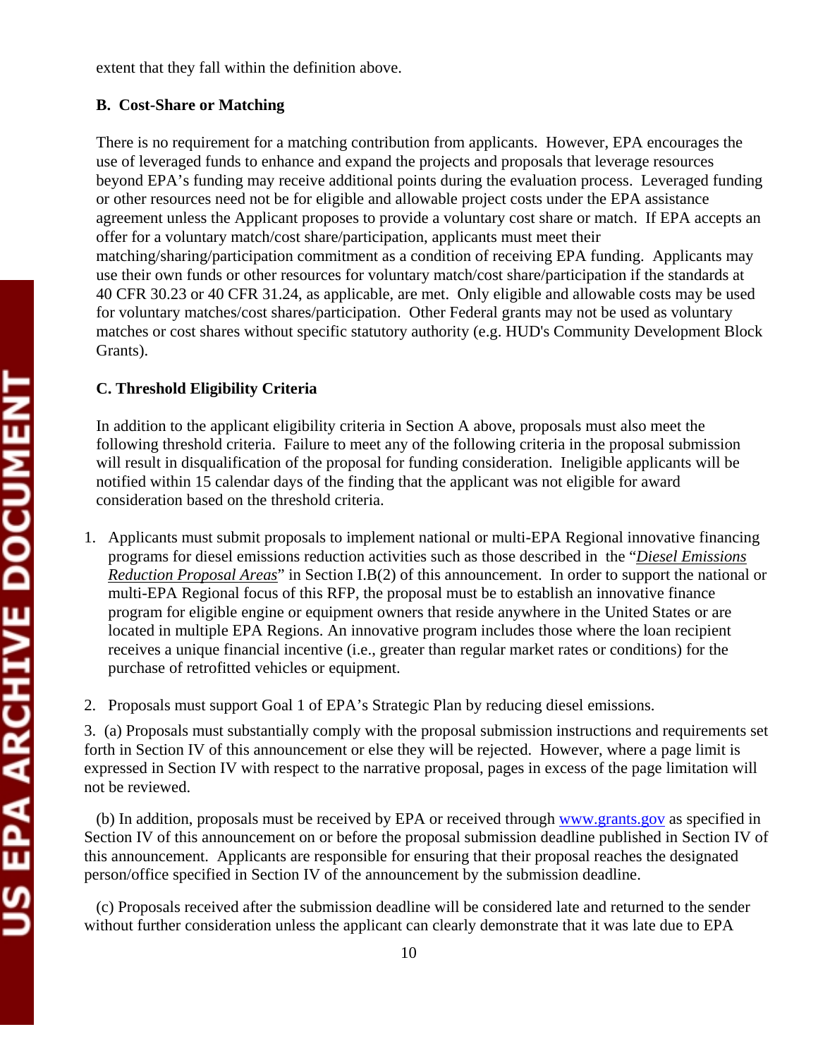extent that they fall within the definition above.

### B. Cost-Share or Matching

There is no requirement for a matching contribution from applicants. However, EPA encourages the use of leveraged funds to enhance and expand the projects and proposals that leverage resources beyond EPA's funding may receive additional points during the evaluation process. Leveraged funding or other resources need not be for eligible and allowable project costs under the EPA assistance agreement unless the Applicant proposes to provide a voluntary cost share or match. If EPA accepts an offer for a voluntary match/cost share/participation, applicants must meet their matching/sharing/participation commitment as a condition of receiving EPA funding. Applicants may use their own funds or other resources for voluntary match/cost share/participation if the standards at 40 CFR 30.23 or 40 CFR 31.24, as applicable, are met. Only eligible and allowable costs may be used for voluntary matches/cost shares/participation. Other Federal grants may not be used as voluntary matches or cost shares without specific statutory authority (e.g. HUD's Community Development Block Grants).

### C. Threshold Eligibility Criteria

In addition to the applicant eligibility criteria in Section A above, proposals must also meet the following threshold criteria. Failure to meet any of the following criteria in the proposal submission will result in disqualification of the proposal for funding consideration. Ineligible applicants will be notified within 15 calendar days of the finding that the applicant was not eligible for award consideration based on the threshold criteria.

1. Applicants must submit proposals to implement national or multi-EPA Regional innovative financing programs for diesel emissions reduction activities such as those described in the "*Diesel Emissions Reduction Proposal Areas*" in Section I.B(2) of this announcement. In order to support the national or multi-EPA Regional focus of this RFP, the proposal must be to establish an innovative finance program for eligible engine or equipment owners that reside anywhere in the United States or are located in multiple EPA Regions. An innovative program includes those where the loan recipient receives a unique financial incentive (i.e., greater than regular market rates or conditions) for the purchase of retrofitted vehicles or equipment.

2. Proposals must support Goal 1 of EPA's Strategic Plan by reducing diesel emissions.

3. (a) Proposals must substantially comply with the proposal submission instructions and requirements set forth in Section IV of this announcement or else they will be rejected. However, where a page limit is expressed in Section IV with respect to the narrative proposal, pages in excess of the page limitation will not be reviewed.

(b) In addition, proposals must be received by EPA or received through www.grants.gov as specified in Section IV of this announcement on or before the proposal submission deadline published in Section IV of this announcement. Applicants are responsible for ensuring that their proposal reaches the designated person/office specified in Section IV of the announcement by the submission deadline.

(c) Proposals received after the submission deadline will be considered late and returned to the sender without further consideration unless the applicant can clearly demonstrate that it was late due to EPA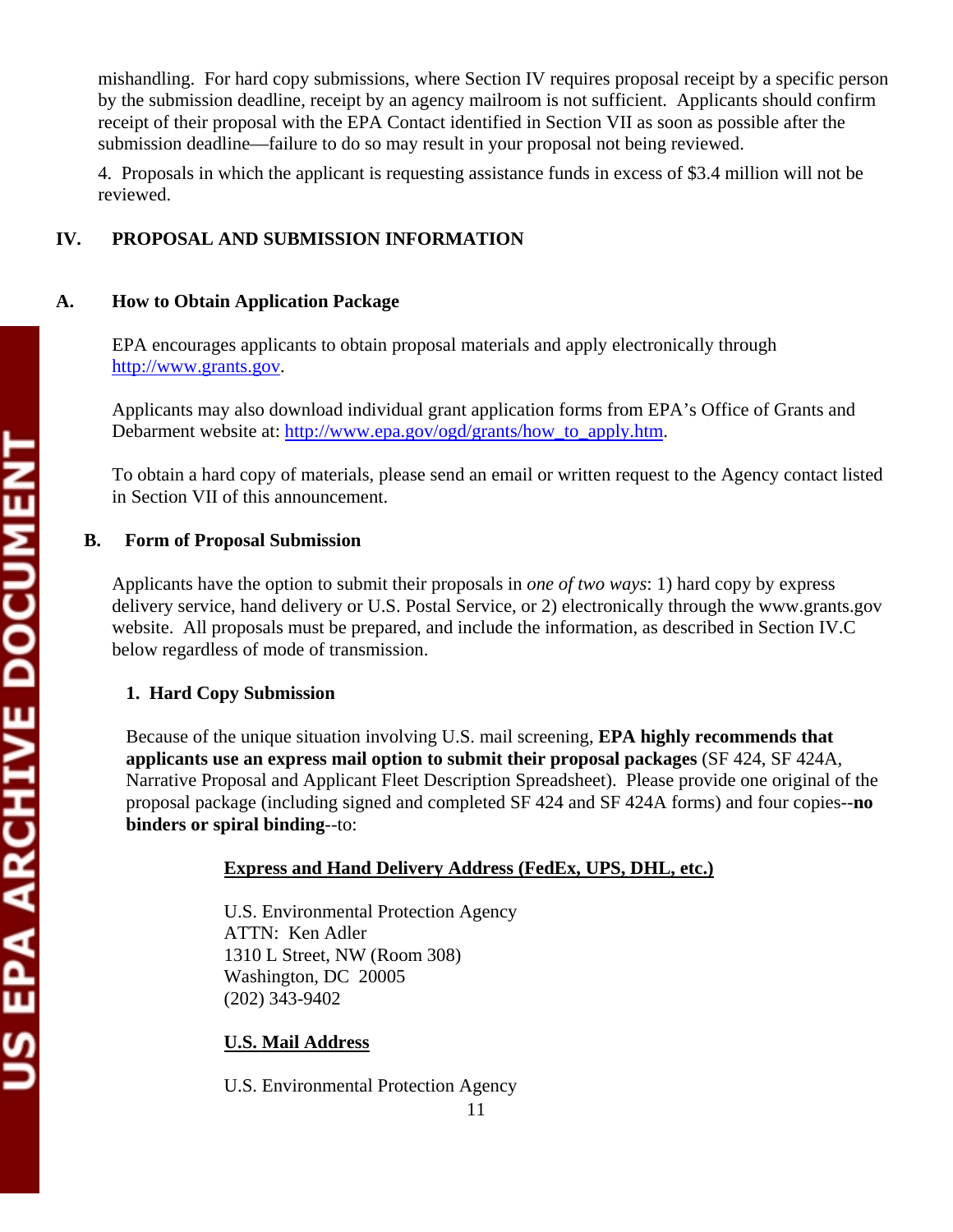mishandling. For hard copy submissions, where Section IV requires proposal receipt by a specific person by the submission deadline, receipt by an agency mailroom is not sufficient. Applicants should confirm receipt of their proposal with the EPA Contact identified in Section VII as soon as possible after the submission deadline—failure to do so may result in your proposal not being reviewed.

4. Proposals in which the applicant is requesting assistance funds in excess of $3.4 million will not be reviewed.

## IV. PROPOSAL AND SUBMISSION INFORMATION

### A. How to Obtain Application Package

EPA encourages applicants to obtain proposal materials and apply electronically through http://www.grants.gov.

Applicants may also download individual grant application forms from EPA's Office of Grants and Debarment website at: http://www.epa.gov/ogd/grants/how_to_apply.htm.

To obtain a hard copy of materials, please send an email or written request to the Agency contact listed in Section VII of this announcement.

### B. Form of Proposal Submission

Applicants have the option to submit their proposals in *one of two ways*: 1) hard copy by express delivery service, hand delivery or U.S. Postal Service, or 2) electronically through the www.grants.gov website. All proposals must be prepared, and include the information, as described in Section IV.C below regardless of mode of transmission.

#### 1. Hard Copy Submission

Because of the unique situation involving U.S. mail screening, **EPA highly recommends that applicants use an express mail option to submit their proposal packages** (SF 424, SF 424A, Narrative Proposal and Applicant Fleet Description Spreadsheet). Please provide one original of the proposal package (including signed and completed SF 424 and SF 424A forms) and four copies--**no binders or spiral binding**--to:

**Express and Hand Delivery Address (FedEx, UPS, DHL, etc.)**

U.S. Environmental Protection Agency
ATTN: Ken Adler
1310 L Street, NW (Room 308)
Washington, DC 20005
(202) 343-9402

**U.S. Mail Address**

U.S. Environmental Protection Agency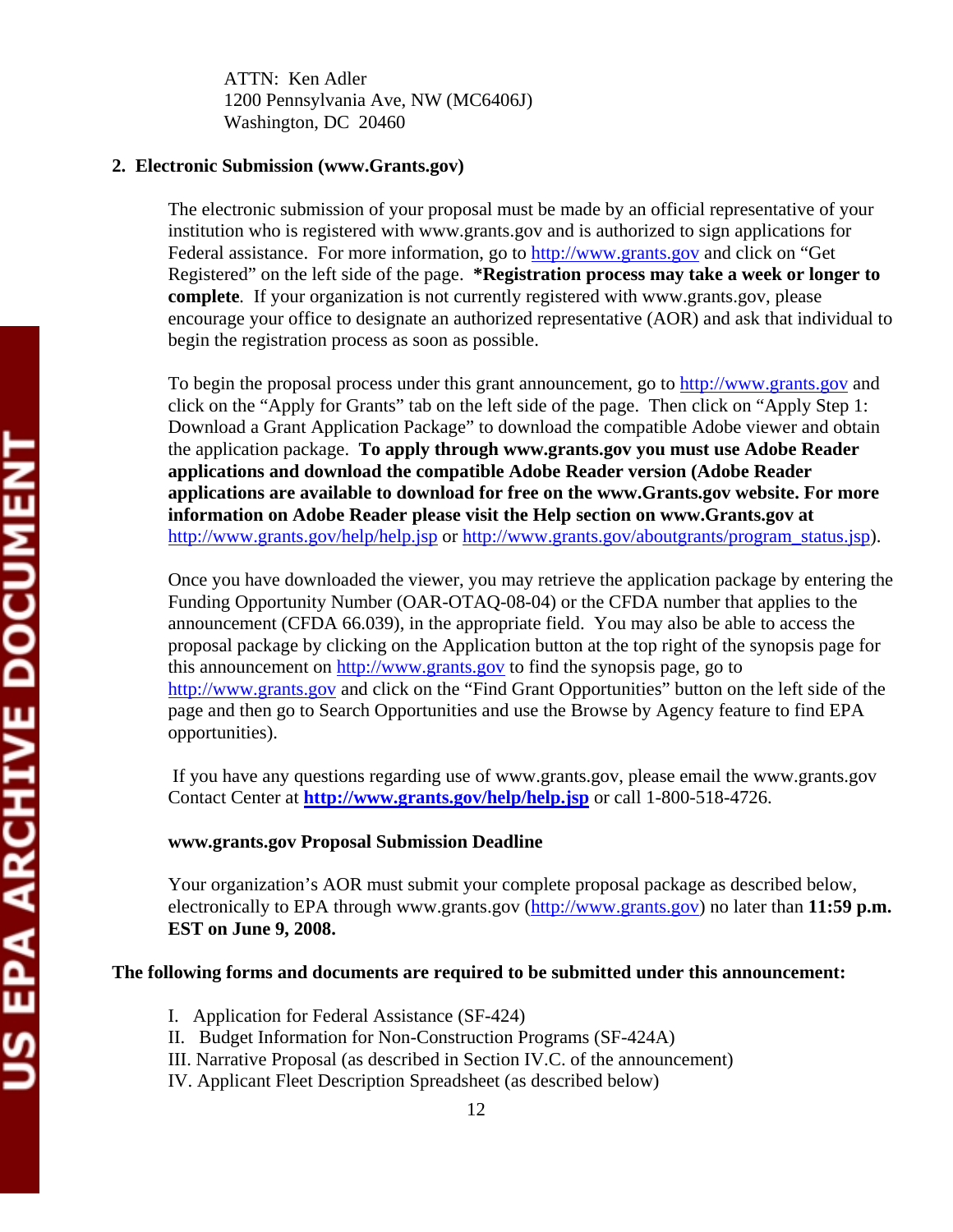ATTN: Ken Adler
1200 Pennsylvania Ave, NW (MC6406J)
Washington, DC 20460

**2. Electronic Submission (www.Grants.gov)**

The electronic submission of your proposal must be made by an official representative of your institution who is registered with www.grants.gov and is authorized to sign applications for Federal assistance. For more information, go to http://www.grants.gov and click on "Get Registered" on the left side of the page. ***Registration process may take a week or longer to complete**. If your organization is not currently registered with www.grants.gov, please encourage your office to designate an authorized representative (AOR) and ask that individual to begin the registration process as soon as possible.

To begin the proposal process under this grant announcement, go to http://www.grants.gov and click on the "Apply for Grants" tab on the left side of the page. Then click on "Apply Step 1: Download a Grant Application Package" to download the compatible Adobe viewer and obtain the application package. **To apply through www.grants.gov you must use Adobe Reader applications and download the compatible Adobe Reader version (Adobe Reader applications are available to download for free on the www.Grants.gov website. For more information on Adobe Reader please visit the Help section on www.Grants.gov at** http://www.grants.gov/help/help.jsp or http://www.grants.gov/aboutgrants/program_status.jsp).

Once you have downloaded the viewer, you may retrieve the application package by entering the Funding Opportunity Number (OAR-OTAQ-08-04) or the CFDA number that applies to the announcement (CFDA 66.039), in the appropriate field. You may also be able to access the proposal package by clicking on the Application button at the top right of the synopsis page for this announcement on http://www.grants.gov to find the synopsis page, go to http://www.grants.gov and click on the "Find Grant Opportunities" button on the left side of the page and then go to Search Opportunities and use the Browse by Agency feature to find EPA opportunities).

If you have any questions regarding use of www.grants.gov, please email the www.grants.gov Contact Center at **http://www.grants.gov/help/help.jsp** or call 1-800-518-4726.

**www.grants.gov Proposal Submission Deadline**

Your organization's AOR must submit your complete proposal package as described below, electronically to EPA through www.grants.gov (http://www.grants.gov) no later than **11:59 p.m. EST on June 9, 2008.**

**The following forms and documents are required to be submitted under this announcement:**

I. Application for Federal Assistance (SF-424)
II. Budget Information for Non-Construction Programs (SF-424A)
III. Narrative Proposal (as described in Section IV.C. of the announcement)
IV. Applicant Fleet Description Spreadsheet (as described below)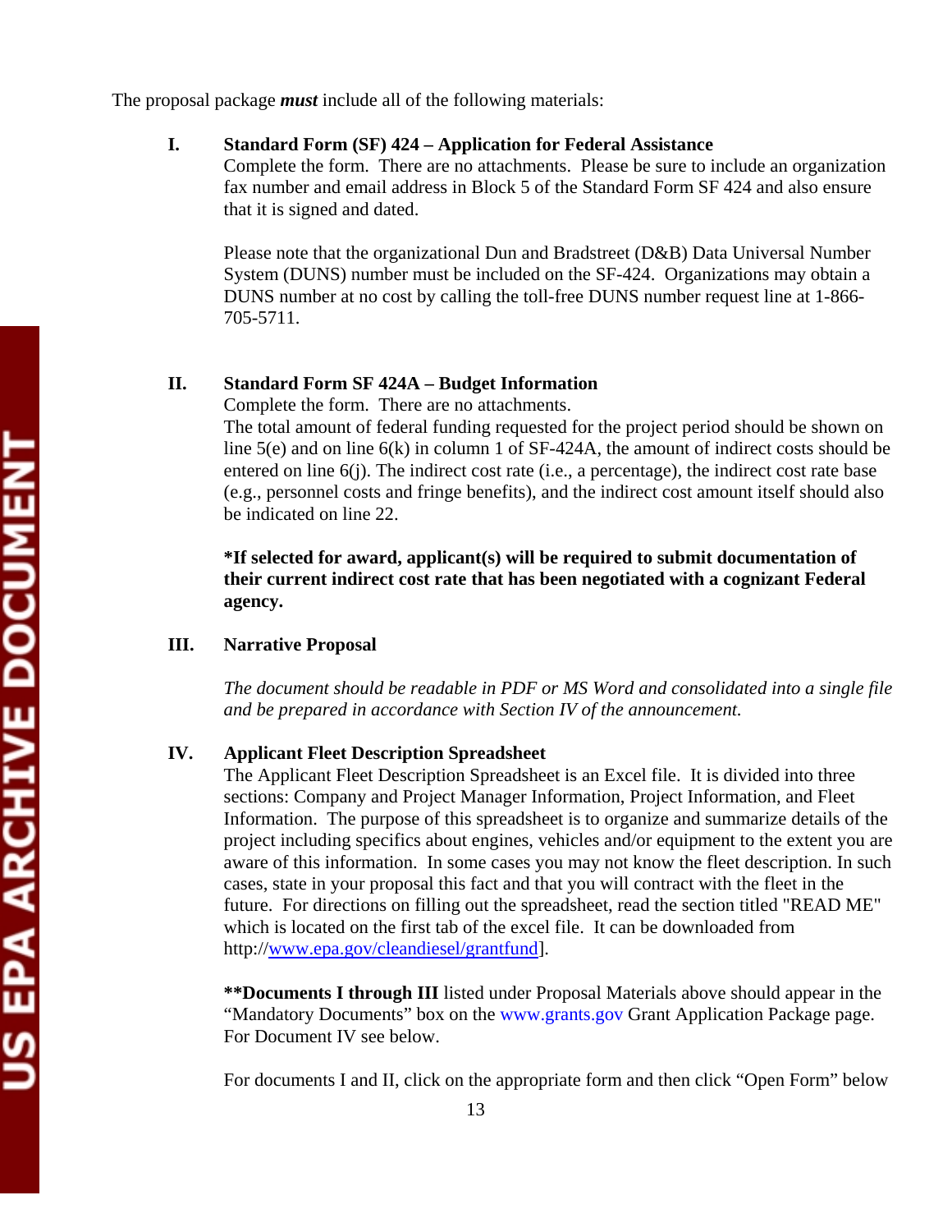The proposal package ***must*** include all of the following materials:

**I. Standard Form (SF) 424 – Application for Federal Assistance**

Complete the form. There are no attachments. Please be sure to include an organization fax number and email address in Block 5 of the Standard Form SF 424 and also ensure that it is signed and dated.

Please note that the organizational Dun and Bradstreet (D&B) Data Universal Number System (DUNS) number must be included on the SF-424. Organizations may obtain a DUNS number at no cost by calling the toll-free DUNS number request line at 1-866-705-5711.

**II. Standard Form SF 424A – Budget Information**

Complete the form. There are no attachments.
The total amount of federal funding requested for the project period should be shown on line 5(e) and on line 6(k) in column 1 of SF-424A, the amount of indirect costs should be entered on line 6(j). The indirect cost rate (i.e., a percentage), the indirect cost rate base (e.g., personnel costs and fringe benefits), and the indirect cost amount itself should also be indicated on line 22.

**\*If selected for award, applicant(s) will be required to submit documentation of their current indirect cost rate that has been negotiated with a cognizant Federal agency.**

**III. Narrative Proposal**

*The document should be readable in PDF or MS Word and consolidated into a single file and be prepared in accordance with Section IV of the announcement.*

**IV. Applicant Fleet Description Spreadsheet**

The Applicant Fleet Description Spreadsheet is an Excel file. It is divided into three sections: Company and Project Manager Information, Project Information, and Fleet Information. The purpose of this spreadsheet is to organize and summarize details of the project including specifics about engines, vehicles and/or equipment to the extent you are aware of this information. In some cases you may not know the fleet description. In such cases, state in your proposal this fact and that you will contract with the fleet in the future. For directions on filling out the spreadsheet, read the section titled "READ ME" which is located on the first tab of the excel file. It can be downloaded from http://www.epa.gov/cleandiesel/grantfund].

**\*\*Documents I through III** listed under Proposal Materials above should appear in the "Mandatory Documents" box on the www.grants.gov Grant Application Package page. For Document IV see below.

For documents I and II, click on the appropriate form and then click "Open Form" below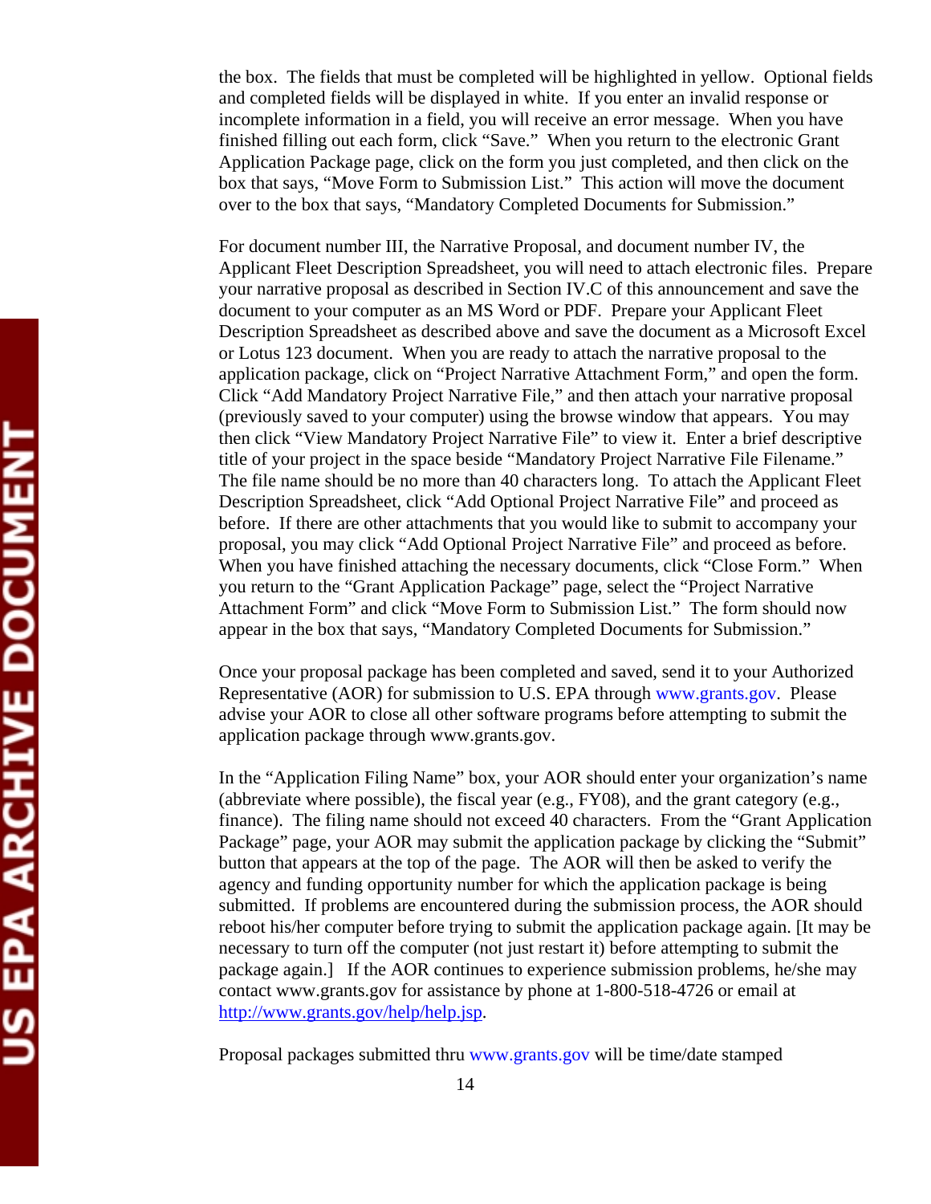the box. The fields that must be completed will be highlighted in yellow. Optional fields and completed fields will be displayed in white. If you enter an invalid response or incomplete information in a field, you will receive an error message. When you have finished filling out each form, click "Save." When you return to the electronic Grant Application Package page, click on the form you just completed, and then click on the box that says, "Move Form to Submission List." This action will move the document over to the box that says, "Mandatory Completed Documents for Submission."

For document number III, the Narrative Proposal, and document number IV, the Applicant Fleet Description Spreadsheet, you will need to attach electronic files. Prepare your narrative proposal as described in Section IV.C of this announcement and save the document to your computer as an MS Word or PDF. Prepare your Applicant Fleet Description Spreadsheet as described above and save the document as a Microsoft Excel or Lotus 123 document. When you are ready to attach the narrative proposal to the application package, click on "Project Narrative Attachment Form," and open the form. Click "Add Mandatory Project Narrative File," and then attach your narrative proposal (previously saved to your computer) using the browse window that appears. You may then click "View Mandatory Project Narrative File" to view it. Enter a brief descriptive title of your project in the space beside "Mandatory Project Narrative File Filename." The file name should be no more than 40 characters long. To attach the Applicant Fleet Description Spreadsheet, click "Add Optional Project Narrative File" and proceed as before. If there are other attachments that you would like to submit to accompany your proposal, you may click "Add Optional Project Narrative File" and proceed as before. When you have finished attaching the necessary documents, click "Close Form." When you return to the "Grant Application Package" page, select the "Project Narrative Attachment Form" and click "Move Form to Submission List." The form should now appear in the box that says, "Mandatory Completed Documents for Submission."

Once your proposal package has been completed and saved, send it to your Authorized Representative (AOR) for submission to U.S. EPA through www.grants.gov. Please advise your AOR to close all other software programs before attempting to submit the application package through www.grants.gov.

In the "Application Filing Name" box, your AOR should enter your organization's name (abbreviate where possible), the fiscal year (e.g., FY08), and the grant category (e.g., finance). The filing name should not exceed 40 characters. From the "Grant Application Package" page, your AOR may submit the application package by clicking the "Submit" button that appears at the top of the page. The AOR will then be asked to verify the agency and funding opportunity number for which the application package is being submitted. If problems are encountered during the submission process, the AOR should reboot his/her computer before trying to submit the application package again. [It may be necessary to turn off the computer (not just restart it) before attempting to submit the package again.] If the AOR continues to experience submission problems, he/she may contact www.grants.gov for assistance by phone at 1-800-518-4726 or email at http://www.grants.gov/help/help.jsp.

Proposal packages submitted thru www.grants.gov will be time/date stamped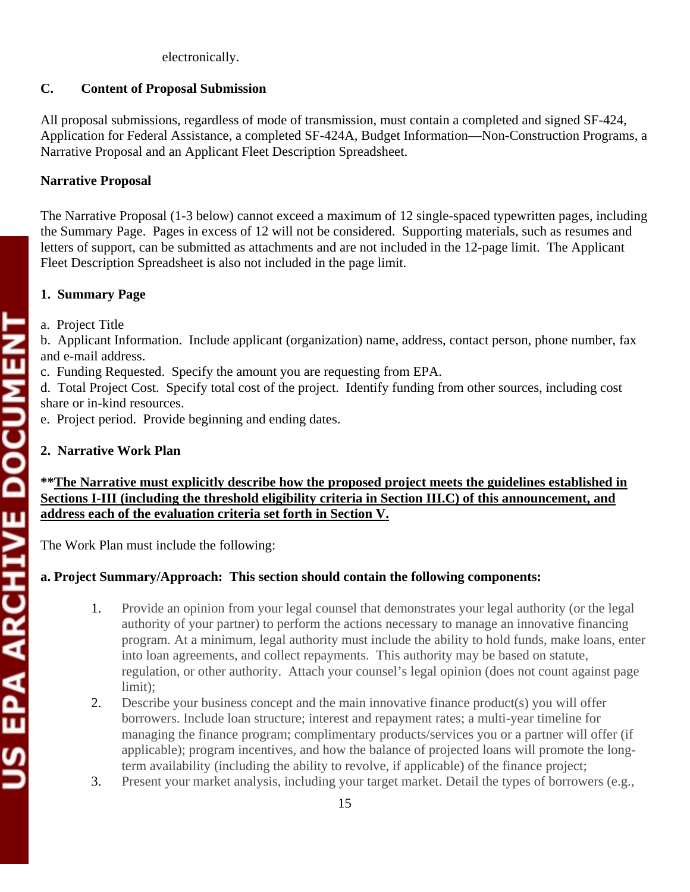electronically.

## C. Content of Proposal Submission

All proposal submissions, regardless of mode of transmission, must contain a completed and signed SF-424, Application for Federal Assistance, a completed SF-424A, Budget Information—Non-Construction Programs, a Narrative Proposal and an Applicant Fleet Description Spreadsheet.

### Narrative Proposal

The Narrative Proposal (1-3 below) cannot exceed a maximum of 12 single-spaced typewritten pages, including the Summary Page. Pages in excess of 12 will not be considered. Supporting materials, such as resumes and letters of support, can be submitted as attachments and are not included in the 12-page limit. The Applicant Fleet Description Spreadsheet is also not included in the page limit.

#### 1. Summary Page

a. Project Title
b. Applicant Information. Include applicant (organization) name, address, contact person, phone number, fax and e-mail address.
c. Funding Requested. Specify the amount you are requesting from EPA.
d. Total Project Cost. Specify total cost of the project. Identify funding from other sources, including cost share or in-kind resources.
e. Project period. Provide beginning and ending dates.

#### 2. Narrative Work Plan

**\*\*<u>The Narrative must explicitly describe how the proposed project meets the guidelines established in Sections I-III (including the threshold eligibility criteria in Section III.C) of this announcement, and address each of the evaluation criteria set forth in Section V.</u>**

The Work Plan must include the following:

**a. Project Summary/Approach: This section should contain the following components:**

1. Provide an opinion from your legal counsel that demonstrates your legal authority (or the legal authority of your partner) to perform the actions necessary to manage an innovative financing program. At a minimum, legal authority must include the ability to hold funds, make loans, enter into loan agreements, and collect repayments. This authority may be based on statute, regulation, or other authority. Attach your counsel's legal opinion (does not count against page limit);
2. Describe your business concept and the main innovative finance product(s) you will offer borrowers. Include loan structure; interest and repayment rates; a multi-year timeline for managing the finance program; complimentary products/services you or a partner will offer (if applicable); program incentives, and how the balance of projected loans will promote the long-term availability (including the ability to revolve, if applicable) of the finance project;
3. Present your market analysis, including your target market. Detail the types of borrowers (e.g.,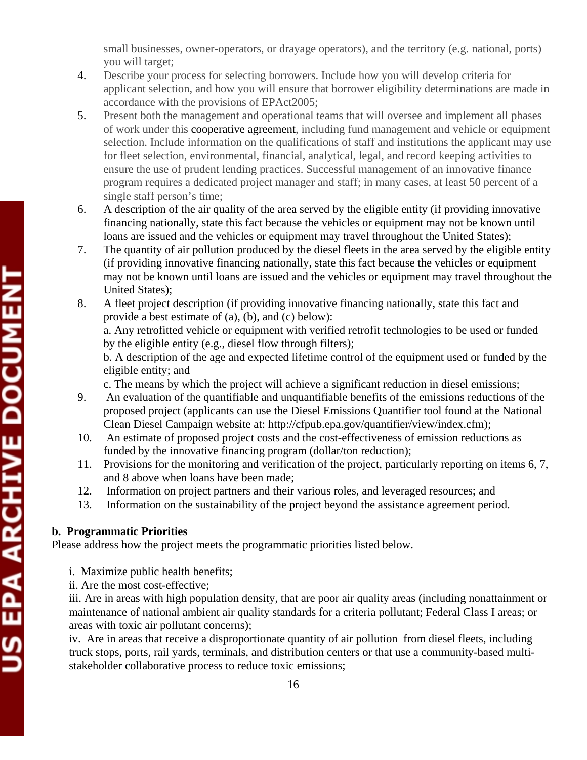small businesses, owner-operators, or drayage operators), and the territory (e.g. national, ports) you will target;

4. Describe your process for selecting borrowers. Include how you will develop criteria for applicant selection, and how you will ensure that borrower eligibility determinations are made in accordance with the provisions of EPAct2005;
5. Present both the management and operational teams that will oversee and implement all phases of work under this cooperative agreement, including fund management and vehicle or equipment selection. Include information on the qualifications of staff and institutions the applicant may use for fleet selection, environmental, financial, analytical, legal, and record keeping activities to ensure the use of prudent lending practices. Successful management of an innovative finance program requires a dedicated project manager and staff; in many cases, at least 50 percent of a single staff person's time;
6. A description of the air quality of the area served by the eligible entity (if providing innovative financing nationally, state this fact because the vehicles or equipment may not be known until loans are issued and the vehicles or equipment may travel throughout the United States);
7. The quantity of air pollution produced by the diesel fleets in the area served by the eligible entity (if providing innovative financing nationally, state this fact because the vehicles or equipment may not be known until loans are issued and the vehicles or equipment may travel throughout the United States);
8. A fleet project description (if providing innovative financing nationally, state this fact and provide a best estimate of (a), (b), and (c) below):
   a. Any retrofitted vehicle or equipment with verified retrofit technologies to be used or funded by the eligible entity (e.g., diesel flow through filters);
   b. A description of the age and expected lifetime control of the equipment used or funded by the eligible entity; and
   c. The means by which the project will achieve a significant reduction in diesel emissions;
9. An evaluation of the quantifiable and unquantifiable benefits of the emissions reductions of the proposed project (applicants can use the Diesel Emissions Quantifier tool found at the National Clean Diesel Campaign website at: http://cfpub.epa.gov/quantifier/view/index.cfm);
10. An estimate of proposed project costs and the cost-effectiveness of emission reductions as funded by the innovative financing program (dollar/ton reduction);
11. Provisions for the monitoring and verification of the project, particularly reporting on items 6, 7, and 8 above when loans have been made;
12. Information on project partners and their various roles, and leveraged resources; and
13. Information on the sustainability of the project beyond the assistance agreement period.

**b. Programmatic Priorities**

Please address how the project meets the programmatic priorities listed below.

i. Maximize public health benefits;

ii. Are the most cost-effective;

iii. Are in areas with high population density, that are poor air quality areas (including nonattainment or maintenance of national ambient air quality standards for a criteria pollutant; Federal Class I areas; or areas with toxic air pollutant concerns);

iv. Are in areas that receive a disproportionate quantity of air pollution from diesel fleets, including truck stops, ports, rail yards, terminals, and distribution centers or that use a community-based multi-stakeholder collaborative process to reduce toxic emissions;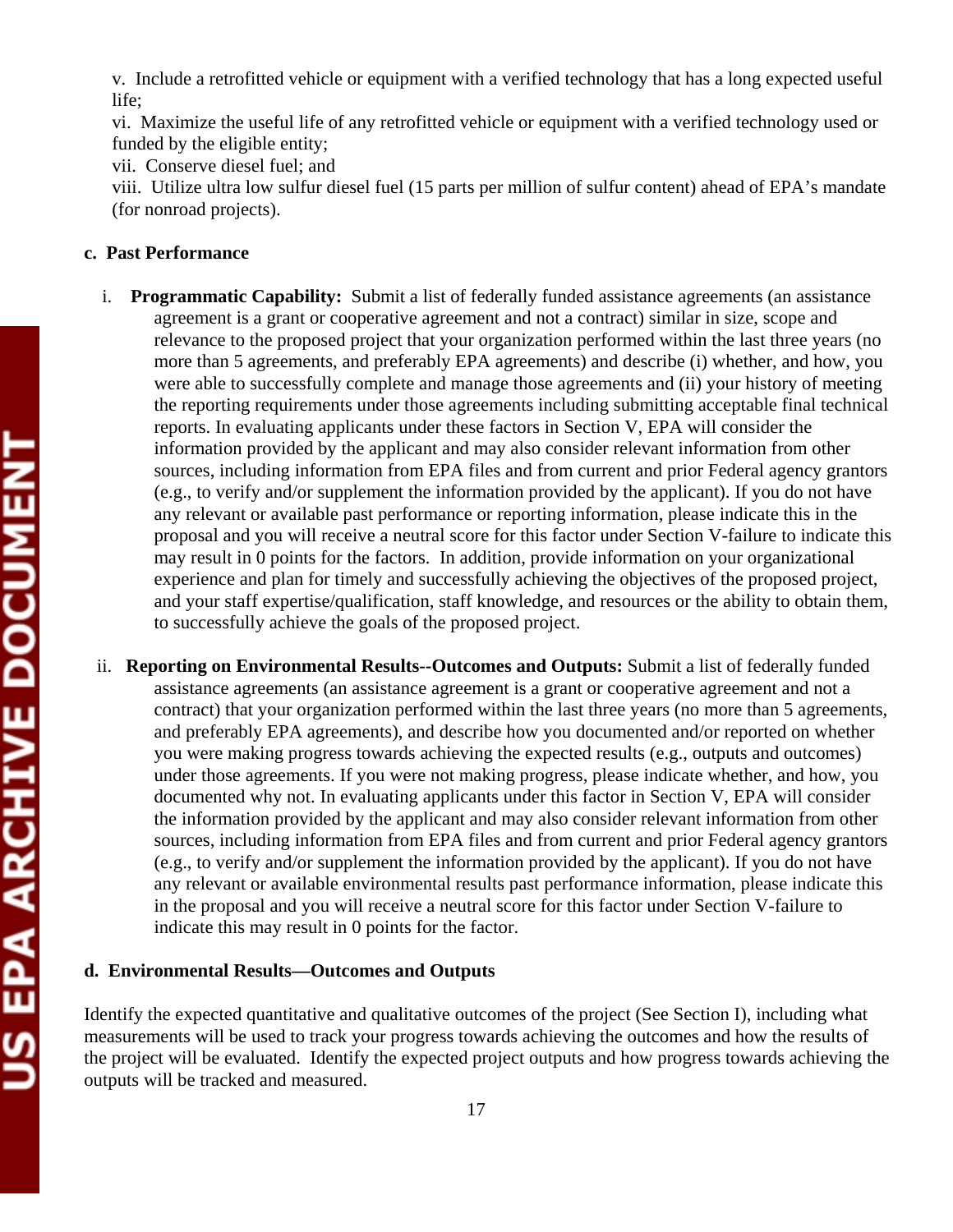v. Include a retrofitted vehicle or equipment with a verified technology that has a long expected useful life;

vi. Maximize the useful life of any retrofitted vehicle or equipment with a verified technology used or funded by the eligible entity;

vii. Conserve diesel fuel; and

viii. Utilize ultra low sulfur diesel fuel (15 parts per million of sulfur content) ahead of EPA's mandate (for nonroad projects).

**c. Past Performance**

i. **Programmatic Capability:** Submit a list of federally funded assistance agreements (an assistance agreement is a grant or cooperative agreement and not a contract) similar in size, scope and relevance to the proposed project that your organization performed within the last three years (no more than 5 agreements, and preferably EPA agreements) and describe (i) whether, and how, you were able to successfully complete and manage those agreements and (ii) your history of meeting the reporting requirements under those agreements including submitting acceptable final technical reports. In evaluating applicants under these factors in Section V, EPA will consider the information provided by the applicant and may also consider relevant information from other sources, including information from EPA files and from current and prior Federal agency grantors (e.g., to verify and/or supplement the information provided by the applicant). If you do not have any relevant or available past performance or reporting information, please indicate this in the proposal and you will receive a neutral score for this factor under Section V-failure to indicate this may result in 0 points for the factors. In addition, provide information on your organizational experience and plan for timely and successfully achieving the objectives of the proposed project, and your staff expertise/qualification, staff knowledge, and resources or the ability to obtain them, to successfully achieve the goals of the proposed project.

ii. **Reporting on Environmental Results--Outcomes and Outputs:** Submit a list of federally funded assistance agreements (an assistance agreement is a grant or cooperative agreement and not a contract) that your organization performed within the last three years (no more than 5 agreements, and preferably EPA agreements), and describe how you documented and/or reported on whether you were making progress towards achieving the expected results (e.g., outputs and outcomes) under those agreements. If you were not making progress, please indicate whether, and how, you documented why not. In evaluating applicants under this factor in Section V, EPA will consider the information provided by the applicant and may also consider relevant information from other sources, including information from EPA files and from current and prior Federal agency grantors (e.g., to verify and/or supplement the information provided by the applicant). If you do not have any relevant or available environmental results past performance information, please indicate this in the proposal and you will receive a neutral score for this factor under Section V-failure to indicate this may result in 0 points for the factor.

**d. Environmental Results—Outcomes and Outputs**

Identify the expected quantitative and qualitative outcomes of the project (See Section I), including what measurements will be used to track your progress towards achieving the outcomes and how the results of the project will be evaluated. Identify the expected project outputs and how progress towards achieving the outputs will be tracked and measured.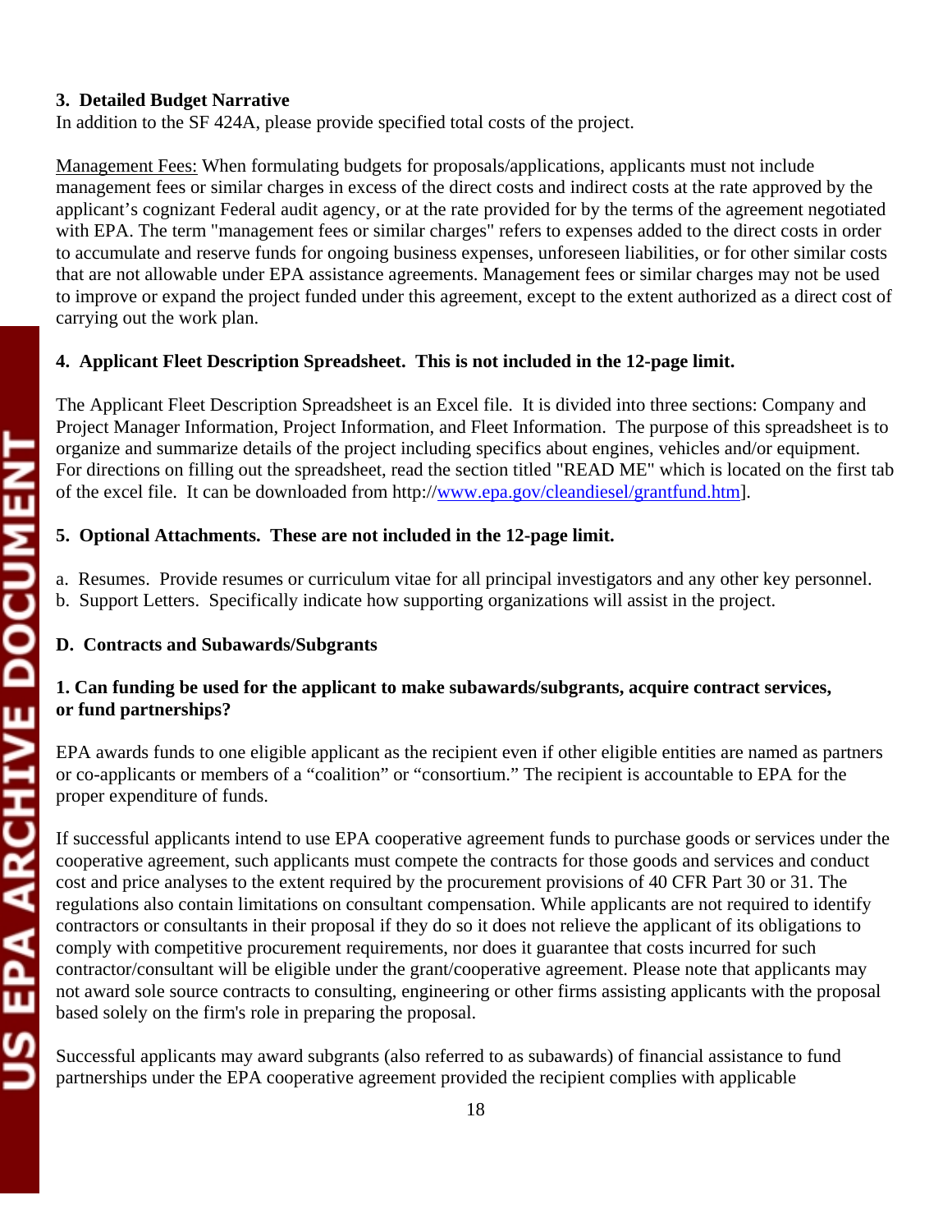**3. Detailed Budget Narrative**

In addition to the SF 424A, please provide specified total costs of the project.

Management Fees: When formulating budgets for proposals/applications, applicants must not include management fees or similar charges in excess of the direct costs and indirect costs at the rate approved by the applicant's cognizant Federal audit agency, or at the rate provided for by the terms of the agreement negotiated with EPA. The term "management fees or similar charges" refers to expenses added to the direct costs in order to accumulate and reserve funds for ongoing business expenses, unforeseen liabilities, or for other similar costs that are not allowable under EPA assistance agreements. Management fees or similar charges may not be used to improve or expand the project funded under this agreement, except to the extent authorized as a direct cost of carrying out the work plan.

**4. Applicant Fleet Description Spreadsheet. This is not included in the 12-page limit.**

The Applicant Fleet Description Spreadsheet is an Excel file. It is divided into three sections: Company and Project Manager Information, Project Information, and Fleet Information. The purpose of this spreadsheet is to organize and summarize details of the project including specifics about engines, vehicles and/or equipment. For directions on filling out the spreadsheet, read the section titled "READ ME" which is located on the first tab of the excel file. It can be downloaded from http://www.epa.gov/cleandiesel/grantfund.htm].

**5. Optional Attachments. These are not included in the 12-page limit.**

a. Resumes. Provide resumes or curriculum vitae for all principal investigators and any other key personnel.
b. Support Letters. Specifically indicate how supporting organizations will assist in the project.

**D. Contracts and Subawards/Subgrants**

**1. Can funding be used for the applicant to make subawards/subgrants, acquire contract services, or fund partnerships?**

EPA awards funds to one eligible applicant as the recipient even if other eligible entities are named as partners or co-applicants or members of a "coalition" or "consortium." The recipient is accountable to EPA for the proper expenditure of funds.

If successful applicants intend to use EPA cooperative agreement funds to purchase goods or services under the cooperative agreement, such applicants must compete the contracts for those goods and services and conduct cost and price analyses to the extent required by the procurement provisions of 40 CFR Part 30 or 31. The regulations also contain limitations on consultant compensation. While applicants are not required to identify contractors or consultants in their proposal if they do so it does not relieve the applicant of its obligations to comply with competitive procurement requirements, nor does it guarantee that costs incurred for such contractor/consultant will be eligible under the grant/cooperative agreement. Please note that applicants may not award sole source contracts to consulting, engineering or other firms assisting applicants with the proposal based solely on the firm's role in preparing the proposal.

Successful applicants may award subgrants (also referred to as subawards) of financial assistance to fund partnerships under the EPA cooperative agreement provided the recipient complies with applicable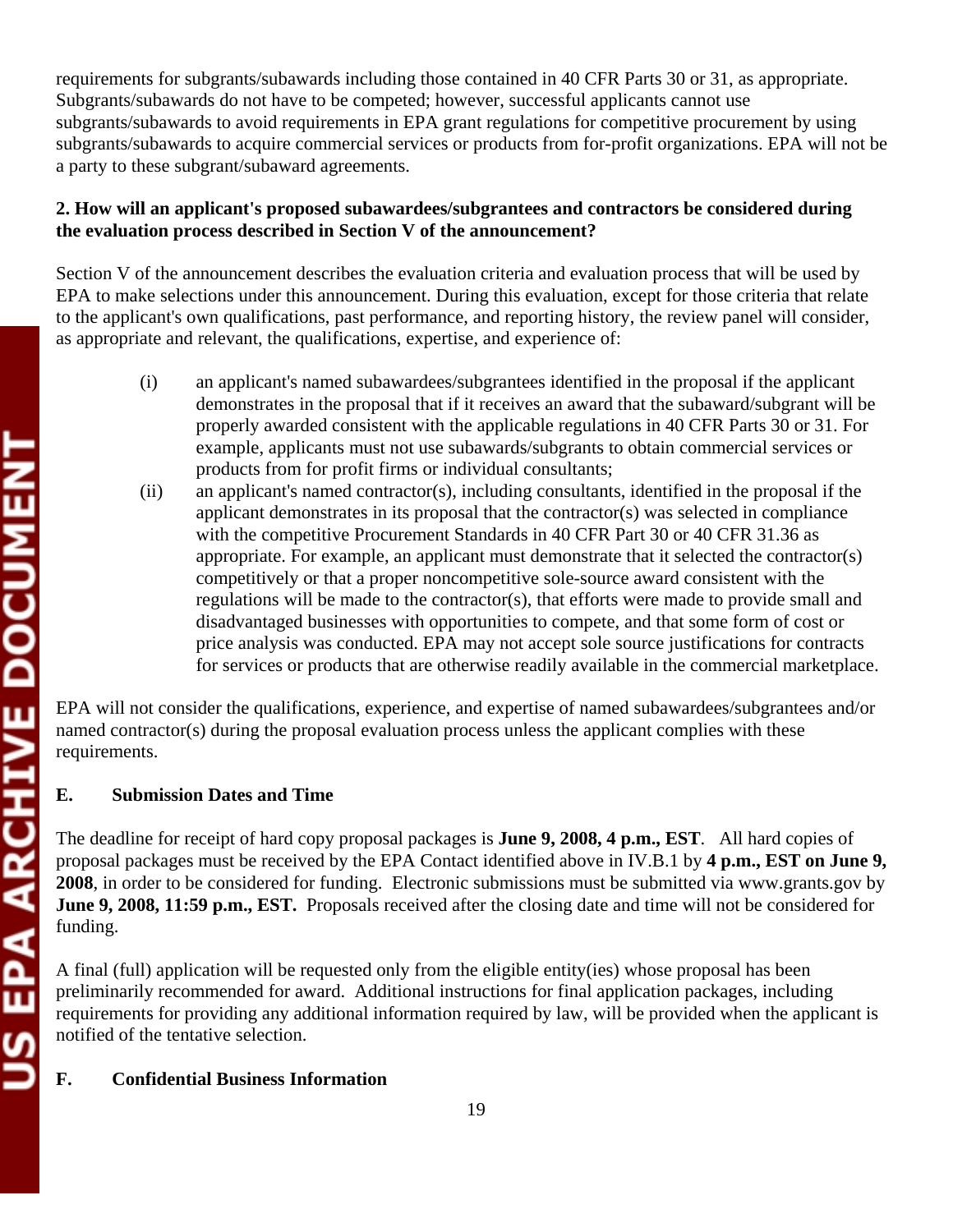requirements for subgrants/subawards including those contained in 40 CFR Parts 30 or 31, as appropriate. Subgrants/subawards do not have to be competed; however, successful applicants cannot use subgrants/subawards to avoid requirements in EPA grant regulations for competitive procurement by using subgrants/subawards to acquire commercial services or products from for-profit organizations. EPA will not be a party to these subgrant/subaward agreements.

**2. How will an applicant's proposed subawardees/subgrantees and contractors be considered during the evaluation process described in Section V of the announcement?**

Section V of the announcement describes the evaluation criteria and evaluation process that will be used by EPA to make selections under this announcement. During this evaluation, except for those criteria that relate to the applicant's own qualifications, past performance, and reporting history, the review panel will consider, as appropriate and relevant, the qualifications, expertise, and experience of:

(i) an applicant's named subawardees/subgrantees identified in the proposal if the applicant demonstrates in the proposal that if it receives an award that the subaward/subgrant will be properly awarded consistent with the applicable regulations in 40 CFR Parts 30 or 31. For example, applicants must not use subawards/subgrants to obtain commercial services or products from for profit firms or individual consultants;

(ii) an applicant's named contractor(s), including consultants, identified in the proposal if the applicant demonstrates in its proposal that the contractor(s) was selected in compliance with the competitive Procurement Standards in 40 CFR Part 30 or 40 CFR 31.36 as appropriate. For example, an applicant must demonstrate that it selected the contractor(s) competitively or that a proper noncompetitive sole-source award consistent with the regulations will be made to the contractor(s), that efforts were made to provide small and disadvantaged businesses with opportunities to compete, and that some form of cost or price analysis was conducted. EPA may not accept sole source justifications for contracts for services or products that are otherwise readily available in the commercial marketplace.

EPA will not consider the qualifications, experience, and expertise of named subawardees/subgrantees and/or named contractor(s) during the proposal evaluation process unless the applicant complies with these requirements.

## E. Submission Dates and Time

The deadline for receipt of hard copy proposal packages is **June 9, 2008, 4 p.m., EST**. All hard copies of proposal packages must be received by the EPA Contact identified above in IV.B.1 by **4 p.m., EST on June 9, 2008**, in order to be considered for funding. Electronic submissions must be submitted via www.grants.gov by **June 9, 2008, 11:59 p.m., EST.** Proposals received after the closing date and time will not be considered for funding.

A final (full) application will be requested only from the eligible entity(ies) whose proposal has been preliminarily recommended for award. Additional instructions for final application packages, including requirements for providing any additional information required by law, will be provided when the applicant is notified of the tentative selection.

## F. Confidential Business Information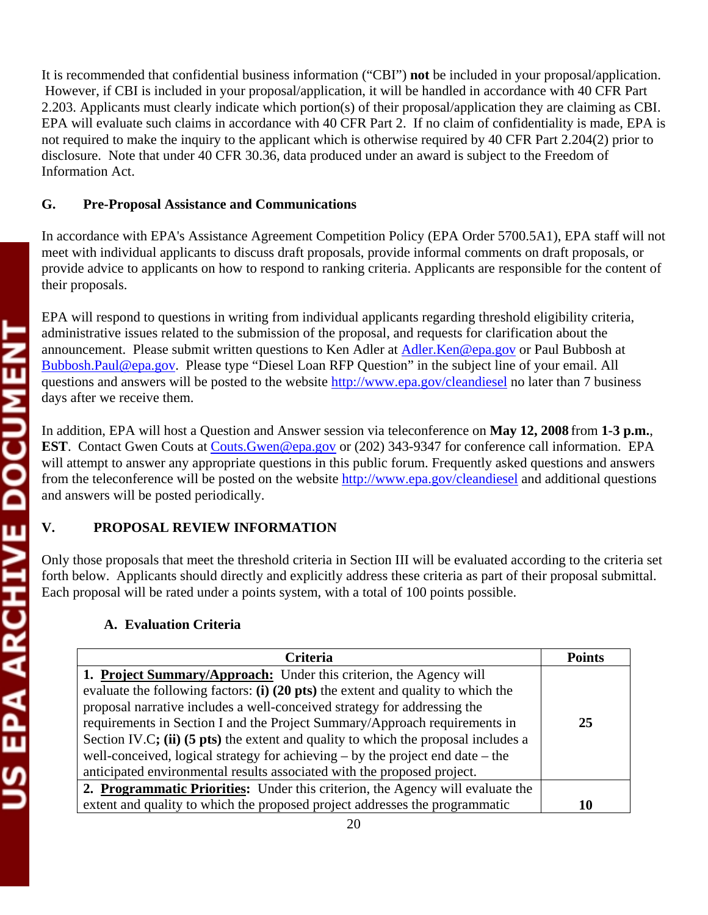It is recommended that confidential business information ("CBI") **not** be included in your proposal/application. However, if CBI is included in your proposal/application, it will be handled in accordance with 40 CFR Part 2.203. Applicants must clearly indicate which portion(s) of their proposal/application they are claiming as CBI. EPA will evaluate such claims in accordance with 40 CFR Part 2. If no claim of confidentiality is made, EPA is not required to make the inquiry to the applicant which is otherwise required by 40 CFR Part 2.204(2) prior to disclosure. Note that under 40 CFR 30.36, data produced under an award is subject to the Freedom of Information Act.

### G. Pre-Proposal Assistance and Communications

In accordance with EPA's Assistance Agreement Competition Policy (EPA Order 5700.5A1), EPA staff will not meet with individual applicants to discuss draft proposals, provide informal comments on draft proposals, or provide advice to applicants on how to respond to ranking criteria. Applicants are responsible for the content of their proposals.

EPA will respond to questions in writing from individual applicants regarding threshold eligibility criteria, administrative issues related to the submission of the proposal, and requests for clarification about the announcement. Please submit written questions to Ken Adler at Adler.Ken@epa.gov or Paul Bubbosh at Bubbosh.Paul@epa.gov. Please type "Diesel Loan RFP Question" in the subject line of your email. All questions and answers will be posted to the website http://www.epa.gov/cleandiesel no later than 7 business days after we receive them.

In addition, EPA will host a Question and Answer session via teleconference on **May 12, 2008** from **1-3 p.m.**, **EST**. Contact Gwen Couts at Couts.Gwen@epa.gov or (202) 343-9347 for conference call information. EPA will attempt to answer any appropriate questions in this public forum. Frequently asked questions and answers from the teleconference will be posted on the website http://www.epa.gov/cleandiesel and additional questions and answers will be posted periodically.

## V. PROPOSAL REVIEW INFORMATION

Only those proposals that meet the threshold criteria in Section III will be evaluated according to the criteria set forth below. Applicants should directly and explicitly address these criteria as part of their proposal submittal. Each proposal will be rated under a points system, with a total of 100 points possible.

### A. Evaluation Criteria

| Criteria | Points |
|---|---|
| **1. Project Summary/Approach:** Under this criterion, the Agency will evaluate the following factors: **(i) (20 pts)** the extent and quality to which the proposal narrative includes a well-conceived strategy for addressing the requirements in Section I and the Project Summary/Approach requirements in Section IV.C**; (ii) (5 pts)** the extent and quality to which the proposal includes a well-conceived, logical strategy for achieving – by the project end date – the anticipated environmental results associated with the proposed project. | **25** |
| **2. Programmatic Priorities:** Under this criterion, the Agency will evaluate the extent and quality to which the proposed project addresses the programmatic | **10** |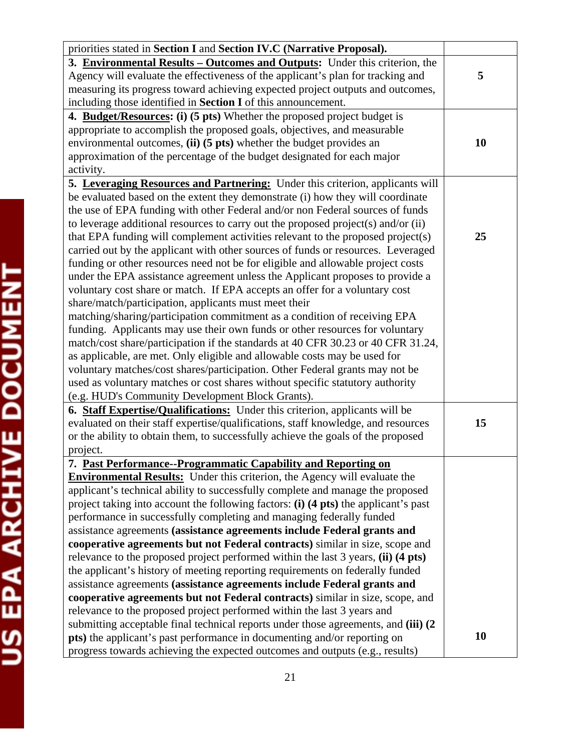| | |
|---|---|
| priorities stated in **Section I** and **Section IV.C (Narrative Proposal).** | |
| **3. <u>Environmental Results – Outcomes and Outputs</u>:** Under this criterion, the Agency will evaluate the effectiveness of the applicant's plan for tracking and measuring its progress toward achieving expected project outputs and outcomes, including those identified in **Section I** of this announcement. | **5** |
| **4. <u>Budget/Resources</u>: (i) (5 pts)** Whether the proposed project budget is appropriate to accomplish the proposed goals, objectives, and measurable environmental outcomes, **(ii) (5 pts)** whether the budget provides an approximation of the percentage of the budget designated for each major activity. | **10** |
| **5. <u>Leveraging Resources and Partnering:</u>** Under this criterion, applicants will be evaluated based on the extent they demonstrate (i) how they will coordinate the use of EPA funding with other Federal and/or non Federal sources of funds to leverage additional resources to carry out the proposed project(s) and/or (ii) that EPA funding will complement activities relevant to the proposed project(s) carried out by the applicant with other sources of funds or resources. Leveraged funding or other resources need not be for eligible and allowable project costs under the EPA assistance agreement unless the Applicant proposes to provide a voluntary cost share or match. If EPA accepts an offer for a voluntary cost share/match/participation, applicants must meet their matching/sharing/participation commitment as a condition of receiving EPA funding. Applicants may use their own funds or other resources for voluntary match/cost share/participation if the standards at 40 CFR 30.23 or 40 CFR 31.24, as applicable, are met. Only eligible and allowable costs may be used for voluntary matches/cost shares/participation. Other Federal grants may not be used as voluntary matches or cost shares without specific statutory authority (e.g. HUD's Community Development Block Grants). | **25** |
| **6. <u>Staff Expertise/Qualifications:</u>** Under this criterion, applicants will be evaluated on their staff expertise/qualifications, staff knowledge, and resources or the ability to obtain them, to successfully achieve the goals of the proposed project. | **15** |
| **7. <u>Past Performance--Programmatic Capability and Reporting on Environmental Results:</u>** Under this criterion, the Agency will evaluate the applicant's technical ability to successfully complete and manage the proposed project taking into account the following factors: **(i) (4 pts)** the applicant's past performance in successfully completing and managing federally funded assistance agreements **(assistance agreements include Federal grants and cooperative agreements but not Federal contracts)** similar in size, scope and relevance to the proposed project performed within the last 3 years, **(ii) (4 pts)** the applicant's history of meeting reporting requirements on federally funded assistance agreements **(assistance agreements include Federal grants and cooperative agreements but not Federal contracts)** similar in size, scope, and relevance to the proposed project performed within the last 3 years and submitting acceptable final technical reports under those agreements, and **(iii) (2 pts)** the applicant's past performance in documenting and/or reporting on progress towards achieving the expected outcomes and outputs (e.g., results) | **10** |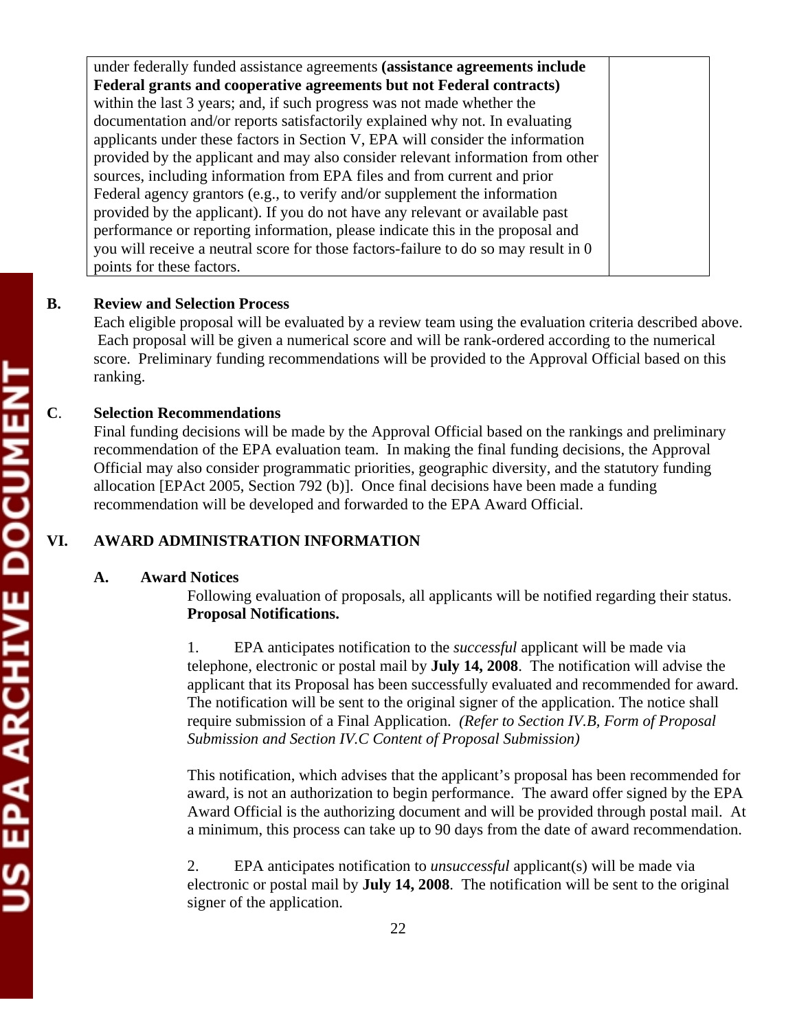| under federally funded assistance agreements **(assistance agreements include Federal grants and cooperative agreements but not Federal contracts)** within the last 3 years; and, if such progress was not made whether the documentation and/or reports satisfactorily explained why not. In evaluating applicants under these factors in Section V, EPA will consider the information provided by the applicant and may also consider relevant information from other sources, including information from EPA files and from current and prior Federal agency grantors (e.g., to verify and/or supplement the information provided by the applicant). If you do not have any relevant or available past performance or reporting information, please indicate this in the proposal and you will receive a neutral score for those factors-failure to do so may result in 0 points for these factors. | |
|---|---|

**B. Review and Selection Process**

Each eligible proposal will be evaluated by a review team using the evaluation criteria described above. Each proposal will be given a numerical score and will be rank-ordered according to the numerical score. Preliminary funding recommendations will be provided to the Approval Official based on this ranking.

**C. Selection Recommendations**

Final funding decisions will be made by the Approval Official based on the rankings and preliminary recommendation of the EPA evaluation team. In making the final funding decisions, the Approval Official may also consider programmatic priorities, geographic diversity, and the statutory funding allocation [EPAct 2005, Section 792 (b)]. Once final decisions have been made a funding recommendation will be developed and forwarded to the EPA Award Official.

## VI. AWARD ADMINISTRATION INFORMATION

### A. Award Notices

Following evaluation of proposals, all applicants will be notified regarding their status. **Proposal Notifications.**

1. EPA anticipates notification to the *successful* applicant will be made via telephone, electronic or postal mail by **July 14, 2008**. The notification will advise the applicant that its Proposal has been successfully evaluated and recommended for award. The notification will be sent to the original signer of the application. The notice shall require submission of a Final Application. *(Refer to Section IV.B, Form of Proposal Submission and Section IV.C Content of Proposal Submission)*

   This notification, which advises that the applicant's proposal has been recommended for award, is not an authorization to begin performance. The award offer signed by the EPA Award Official is the authorizing document and will be provided through postal mail. At a minimum, this process can take up to 90 days from the date of award recommendation.

2. EPA anticipates notification to *unsuccessful* applicant(s) will be made via electronic or postal mail by **July 14, 2008**. The notification will be sent to the original signer of the application.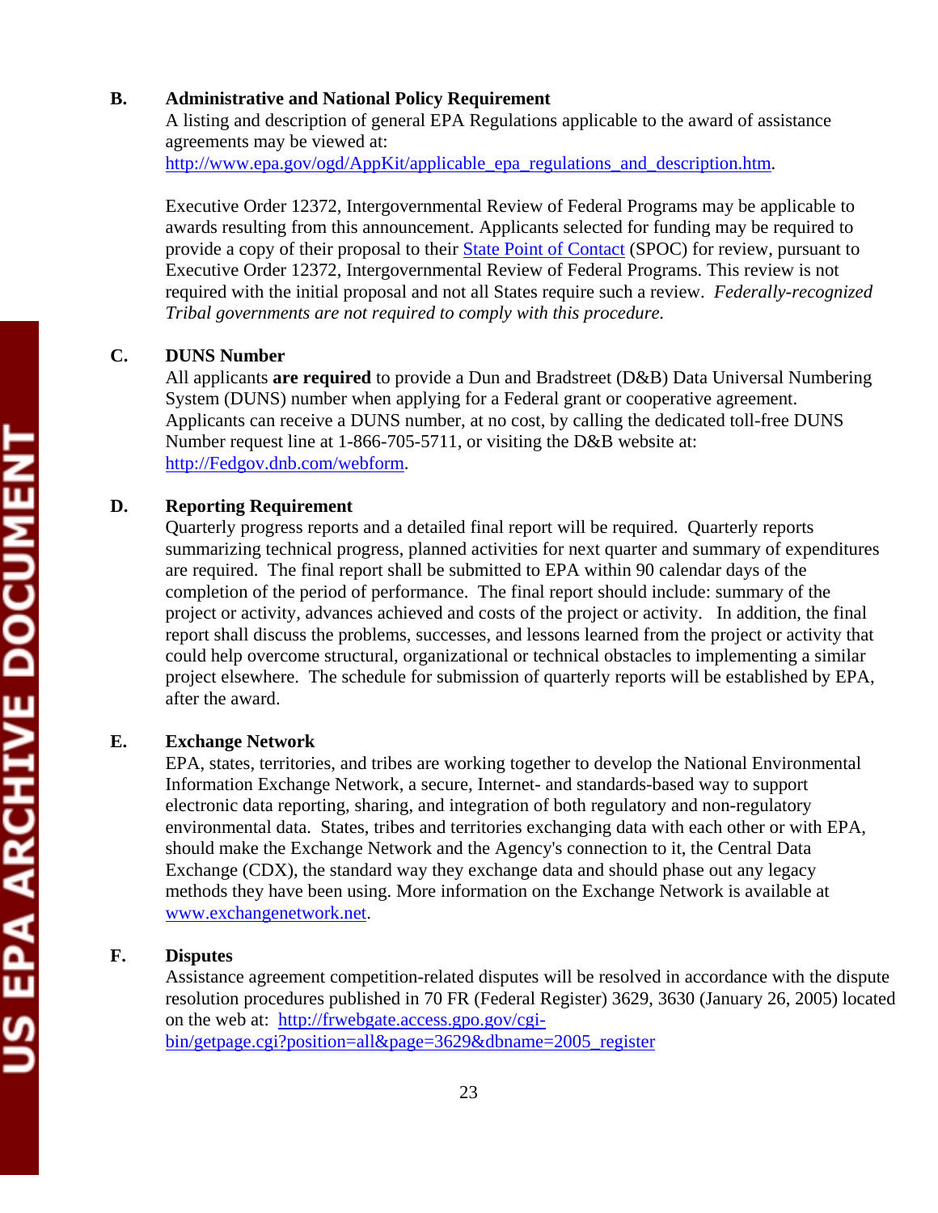**B. Administrative and National Policy Requirement**

A listing and description of general EPA Regulations applicable to the award of assistance agreements may be viewed at: http://www.epa.gov/ogd/AppKit/applicable_epa_regulations_and_description.htm.

Executive Order 12372, Intergovernmental Review of Federal Programs may be applicable to awards resulting from this announcement. Applicants selected for funding may be required to provide a copy of their proposal to their State Point of Contact (SPOC) for review, pursuant to Executive Order 12372, Intergovernmental Review of Federal Programs. This review is not required with the initial proposal and not all States require such a review. *Federally-recognized Tribal governments are not required to comply with this procedure.*

**C. DUNS Number**

All applicants **are required** to provide a Dun and Bradstreet (D&B) Data Universal Numbering System (DUNS) number when applying for a Federal grant or cooperative agreement. Applicants can receive a DUNS number, at no cost, by calling the dedicated toll-free DUNS Number request line at 1-866-705-5711, or visiting the D&B website at: http://Fedgov.dnb.com/webform.

**D. Reporting Requirement**

Quarterly progress reports and a detailed final report will be required. Quarterly reports summarizing technical progress, planned activities for next quarter and summary of expenditures are required. The final report shall be submitted to EPA within 90 calendar days of the completion of the period of performance. The final report should include: summary of the project or activity, advances achieved and costs of the project or activity. In addition, the final report shall discuss the problems, successes, and lessons learned from the project or activity that could help overcome structural, organizational or technical obstacles to implementing a similar project elsewhere. The schedule for submission of quarterly reports will be established by EPA, after the award.

**E. Exchange Network**

EPA, states, territories, and tribes are working together to develop the National Environmental Information Exchange Network, a secure, Internet- and standards-based way to support electronic data reporting, sharing, and integration of both regulatory and non-regulatory environmental data. States, tribes and territories exchanging data with each other or with EPA, should make the Exchange Network and the Agency's connection to it, the Central Data Exchange (CDX), the standard way they exchange data and should phase out any legacy methods they have been using. More information on the Exchange Network is available at www.exchangenetwork.net.

**F. Disputes**

Assistance agreement competition-related disputes will be resolved in accordance with the dispute resolution procedures published in 70 FR (Federal Register) 3629, 3630 (January 26, 2005) located on the web at: http://frwebgate.access.gpo.gov/cgi-bin/getpage.cgi?position=all&page=3629&dbname=2005_register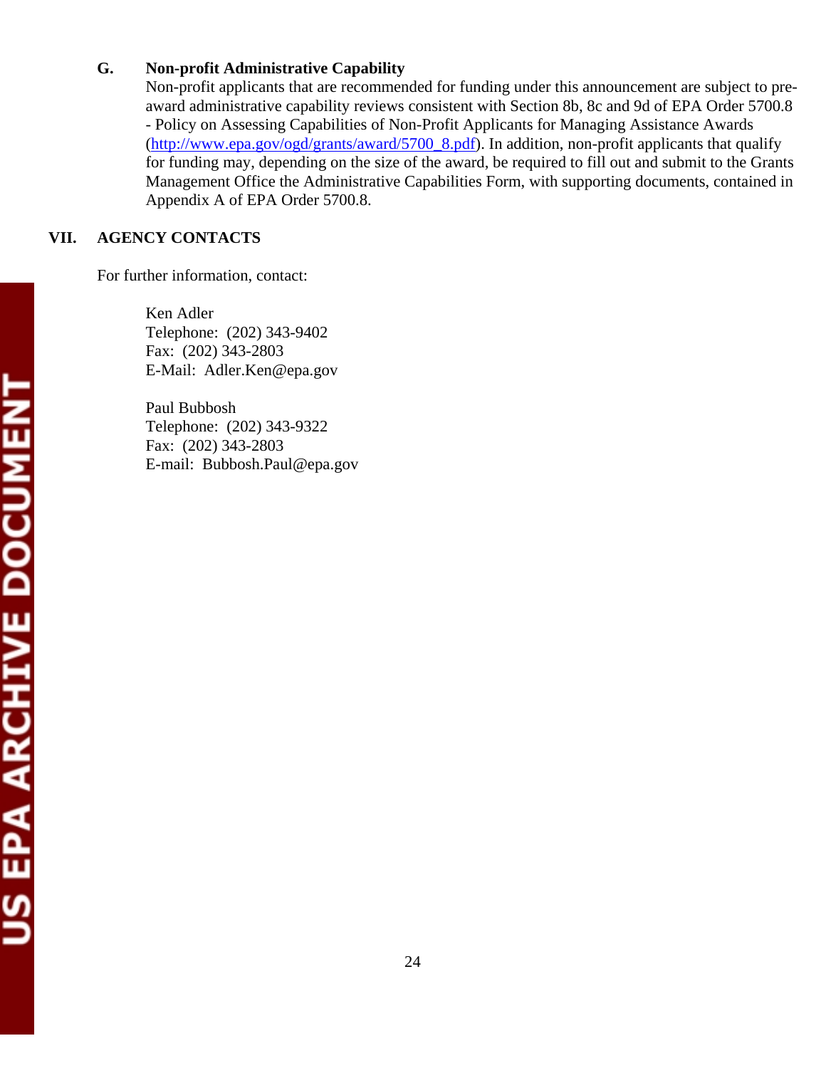### G. Non-profit Administrative Capability

Non-profit applicants that are recommended for funding under this announcement are subject to pre-award administrative capability reviews consistent with Section 8b, 8c and 9d of EPA Order 5700.8 - Policy on Assessing Capabilities of Non-Profit Applicants for Managing Assistance Awards (http://www.epa.gov/ogd/grants/award/5700_8.pdf). In addition, non-profit applicants that qualify for funding may, depending on the size of the award, be required to fill out and submit to the Grants Management Office the Administrative Capabilities Form, with supporting documents, contained in Appendix A of EPA Order 5700.8.

## VII. AGENCY CONTACTS

For further information, contact:

Ken Adler
Telephone: (202) 343-9402
Fax: (202) 343-2803
E-Mail: Adler.Ken@epa.gov

Paul Bubbosh
Telephone: (202) 343-9322
Fax: (202) 343-2803
E-mail: Bubbosh.Paul@epa.gov